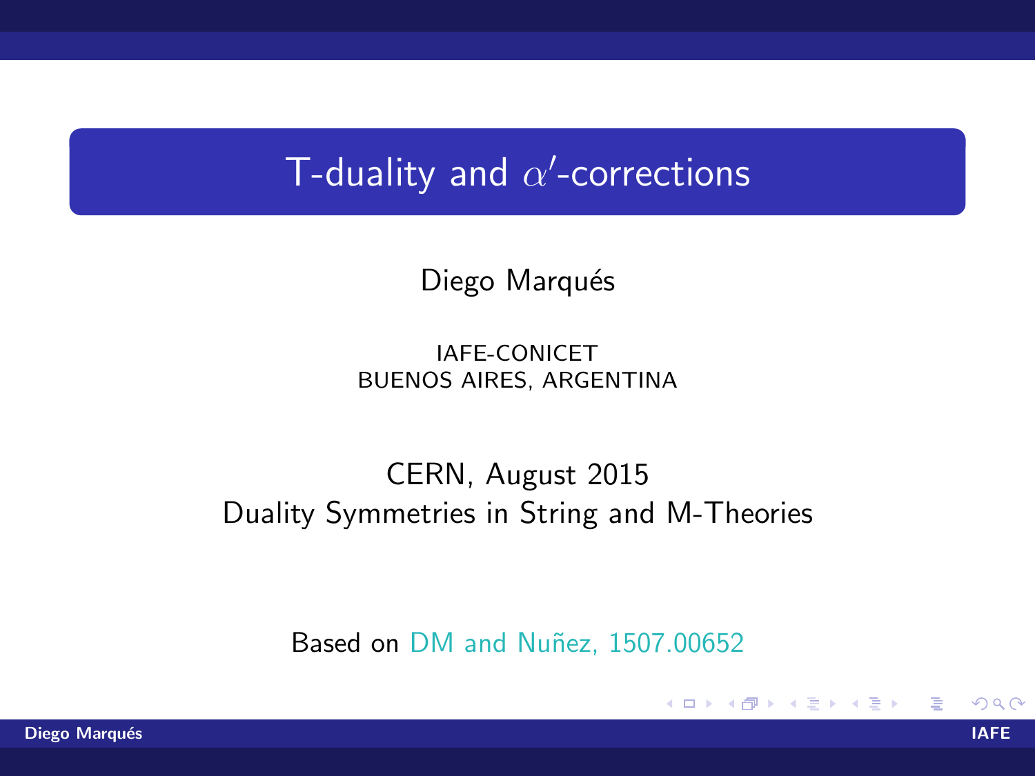# T-duality and $\alpha'$-corrections

Diego Marqués

IAFE-CONICET
BUENOS AIRES, ARGENTINA

CERN, August 2015
Duality Symmetries in String and M-Theories

Based on DM and Nuñez, 1507.00652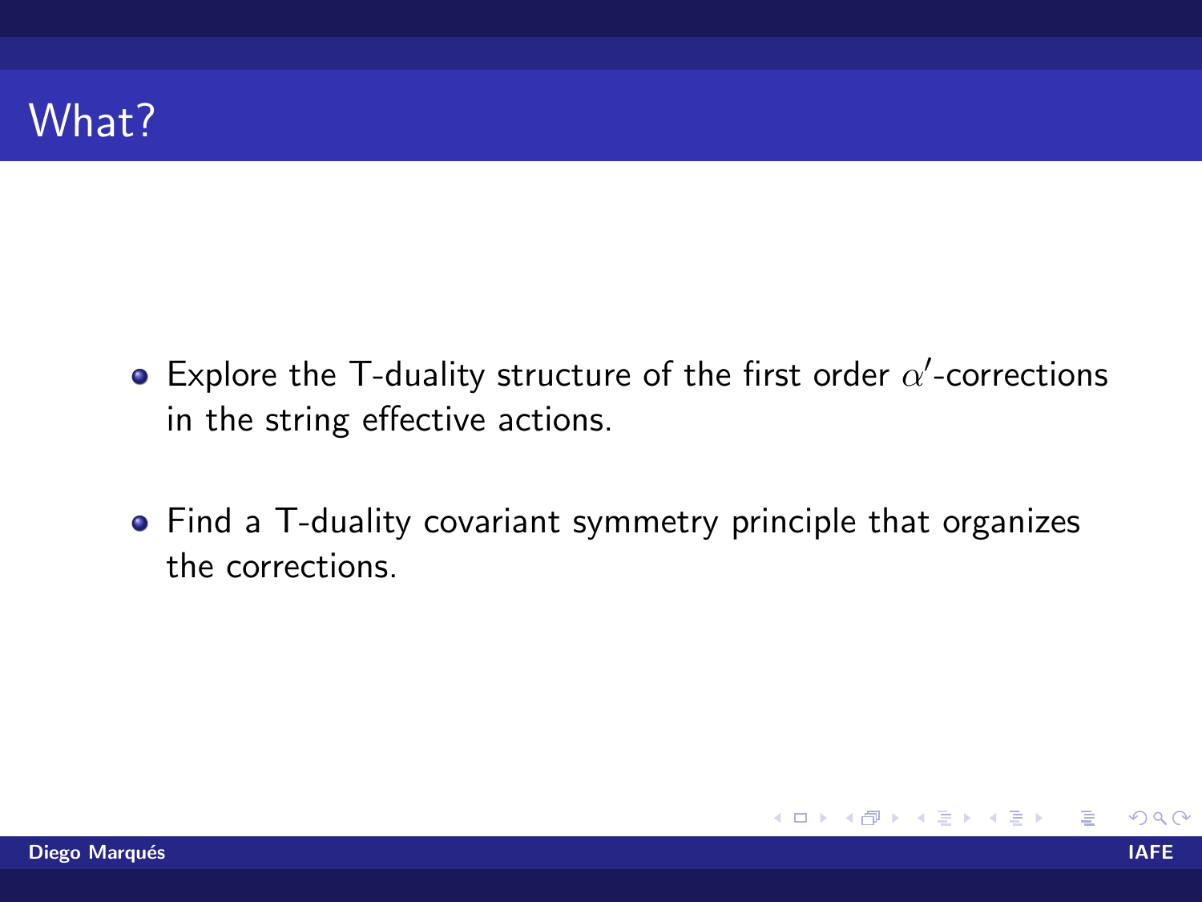# What?

- Explore the T-duality structure of the first order $\alpha'$-corrections in the string effective actions.
- Find a T-duality covariant symmetry principle that organizes the corrections.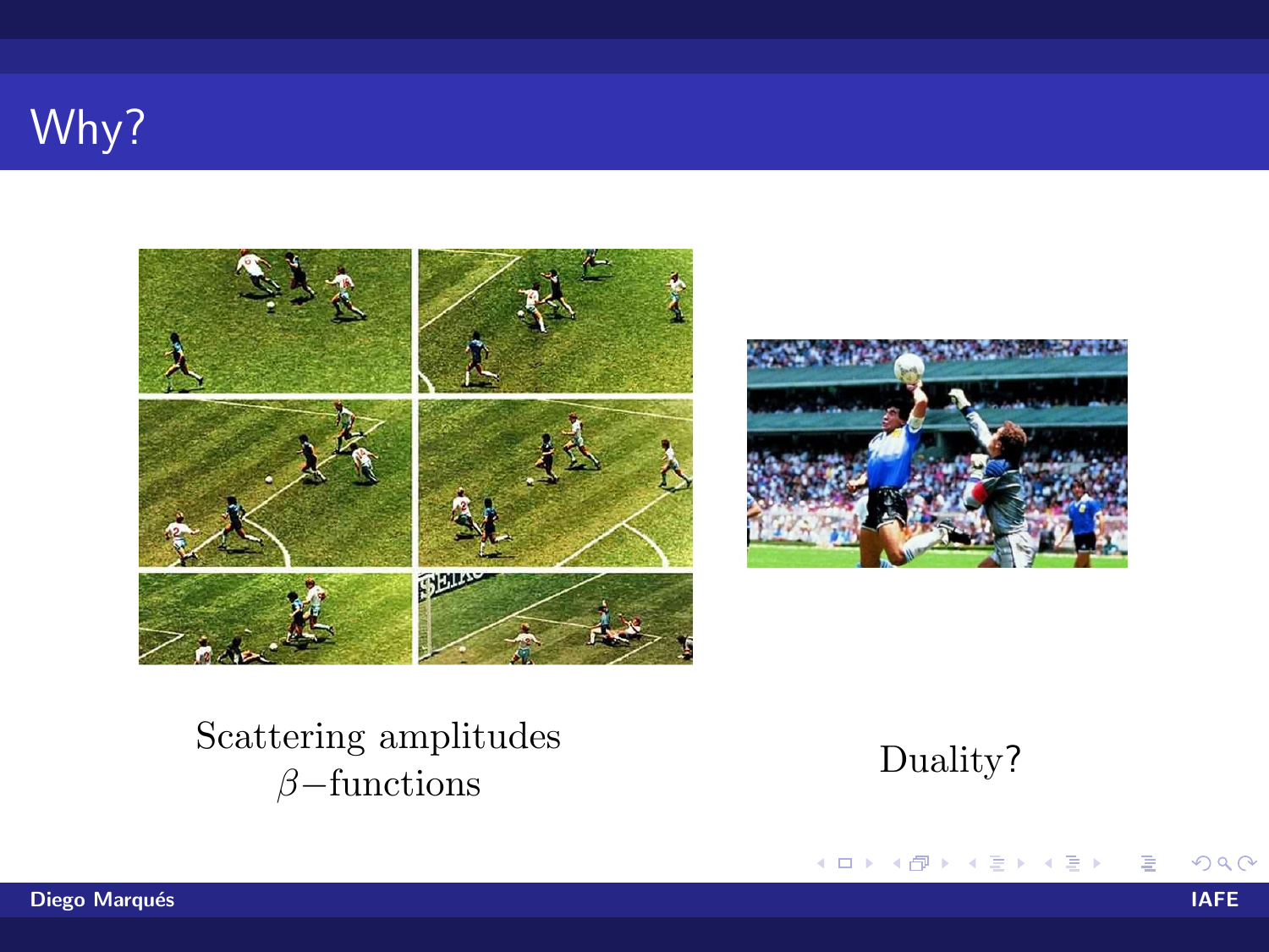# Why?

Scattering amplitudes
$\beta-$functions

Duality?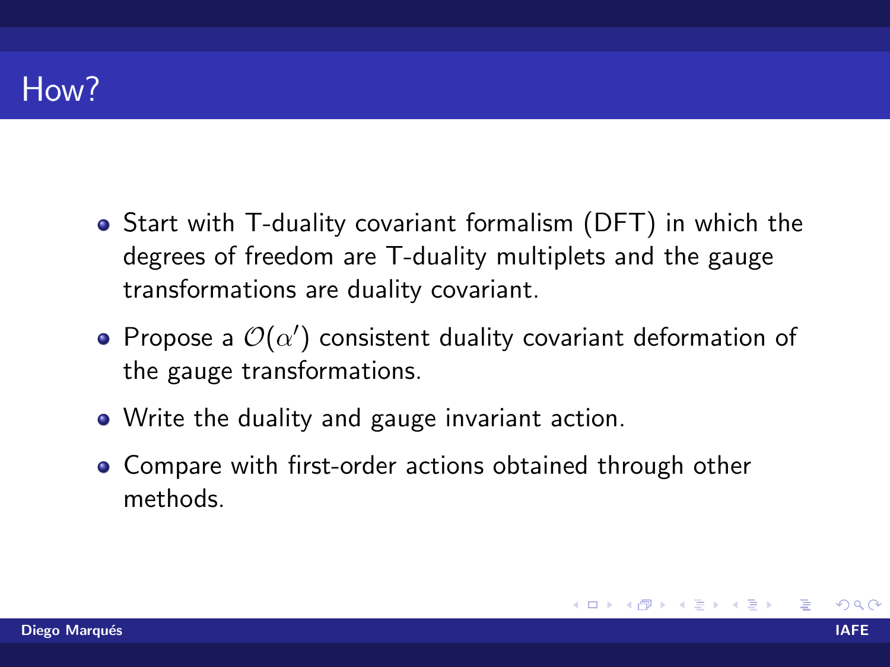# How?

- Start with T-duality covariant formalism (DFT) in which the degrees of freedom are T-duality multiplets and the gauge transformations are duality covariant.
- Propose a $\mathcal{O}(\alpha')$ consistent duality covariant deformation of the gauge transformations.
- Write the duality and gauge invariant action.
- Compare with first-order actions obtained through other methods.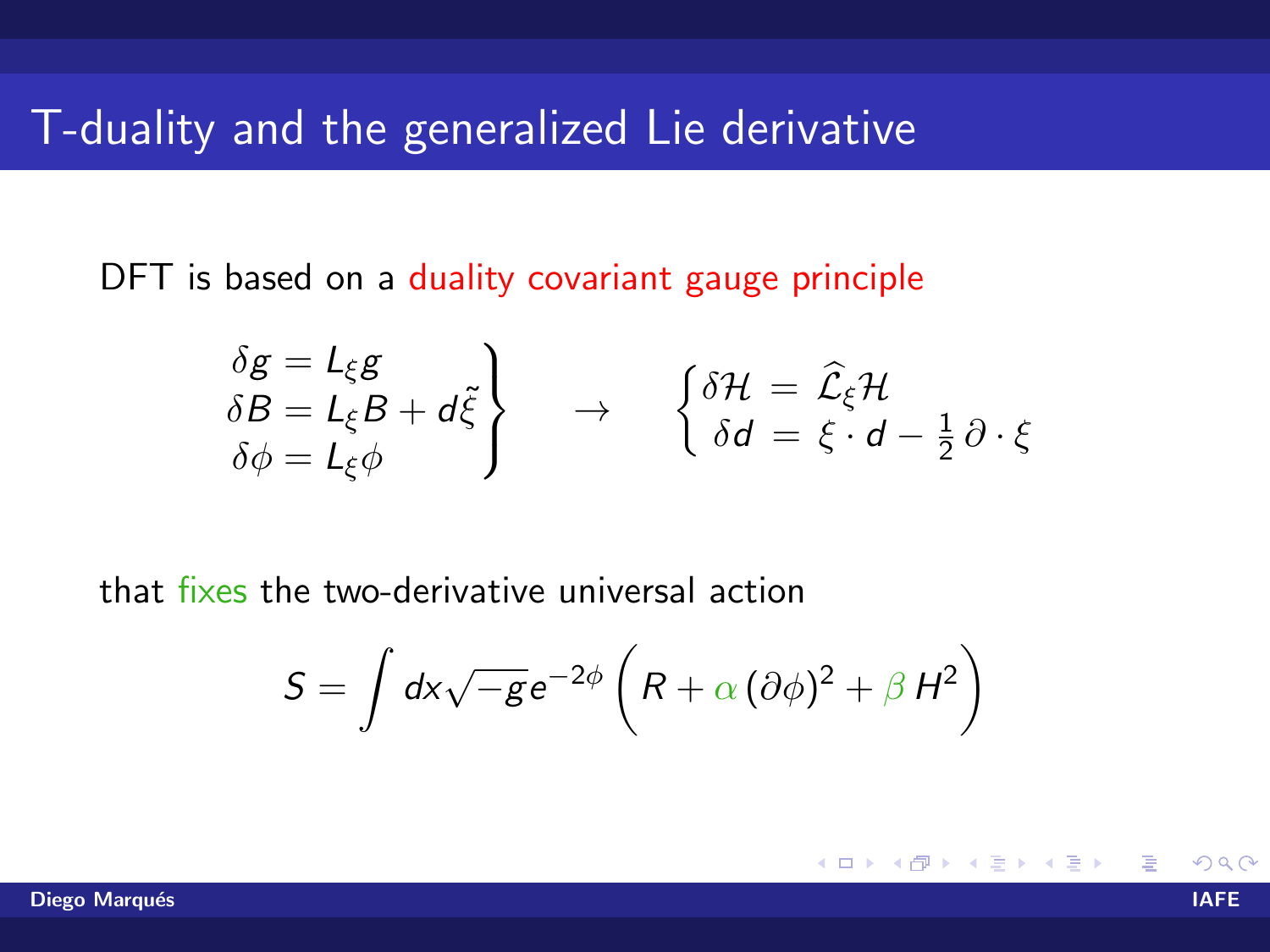# T-duality and the generalized Lie derivative

DFT is based on a duality covariant gauge principle

$$
\left.\begin{array}{l}
\delta g = L_\xi g \\
\delta B = L_\xi B + d\tilde{\xi} \\
\delta \phi = L_\xi \phi
\end{array}\right\} \quad \rightarrow \quad \left\{\begin{array}{rl}
\delta \mathcal{H} &= \widehat{\mathcal{L}}_\xi \mathcal{H} \\
\delta d &= \xi \cdot d - \frac{1}{2}\, \partial \cdot \xi
\end{array}\right.
$$

that fixes the two-derivative universal action

$$
S = \int dx \sqrt{-g} e^{-2\phi} \left( R + \alpha\, (\partial\phi)^2 + \beta\, H^2 \right)
$$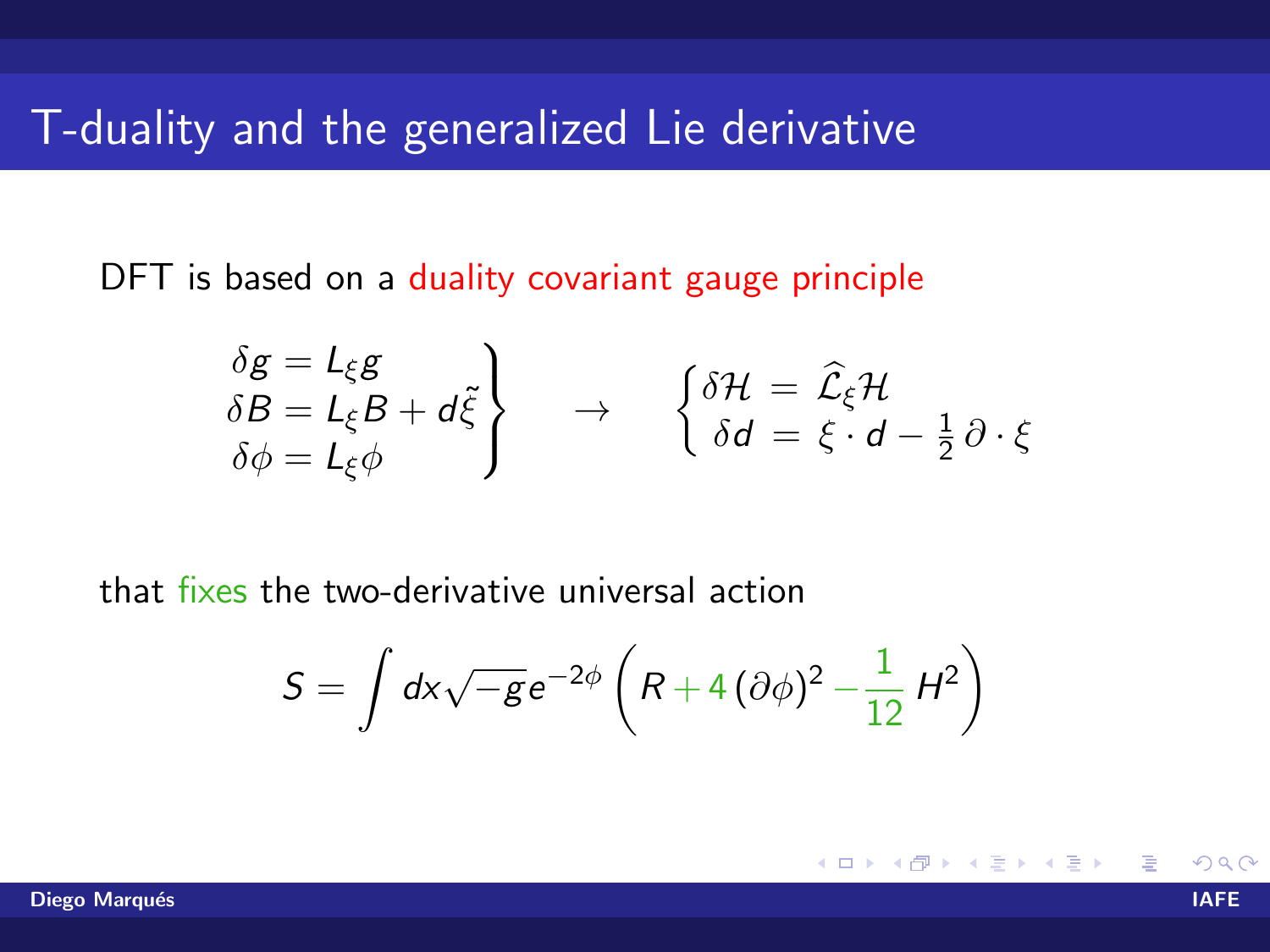# T-duality and the generalized Lie derivative

DFT is based on a duality covariant gauge principle

$$
\left.\begin{aligned}
\delta g &= L_\xi g \\
\delta B &= L_\xi B + d\tilde{\xi} \\
\delta \phi &= L_\xi \phi
\end{aligned}\right\} \quad \rightarrow \quad
\left\{\begin{aligned}
\delta \mathcal{H} &= \widehat{\mathcal{L}}_\xi \mathcal{H} \\
\delta d &= \xi \cdot d - \tfrac{1}{2}\, \partial \cdot \xi
\end{aligned}\right.
$$

that fixes the two-derivative universal action

$$
S = \int dx \sqrt{-g}\, e^{-2\phi} \left( R + 4\, (\partial\phi)^2 - \frac{1}{12}\, H^2 \right)
$$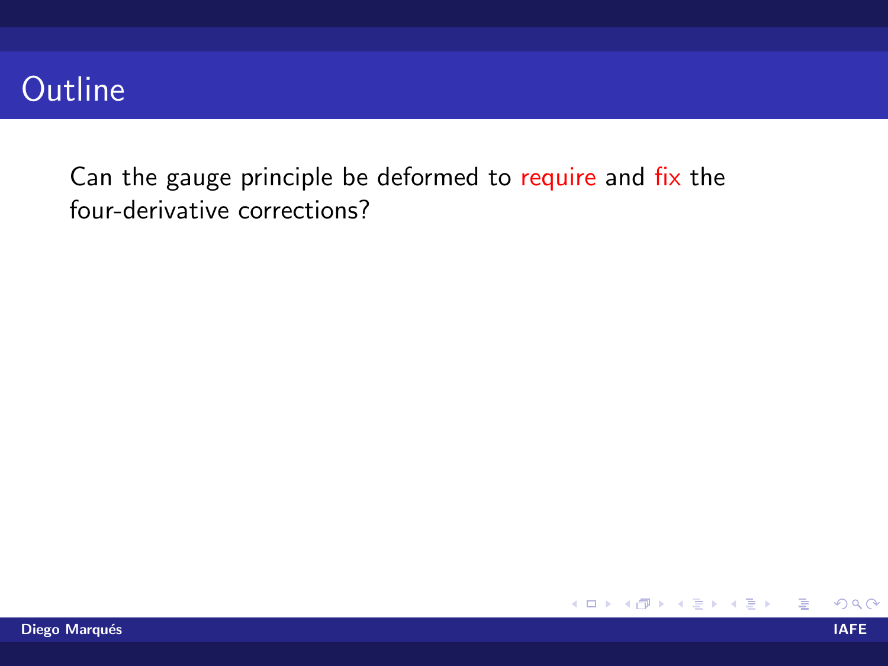# Outline

Can the gauge principle be deformed to require and fix the four-derivative corrections?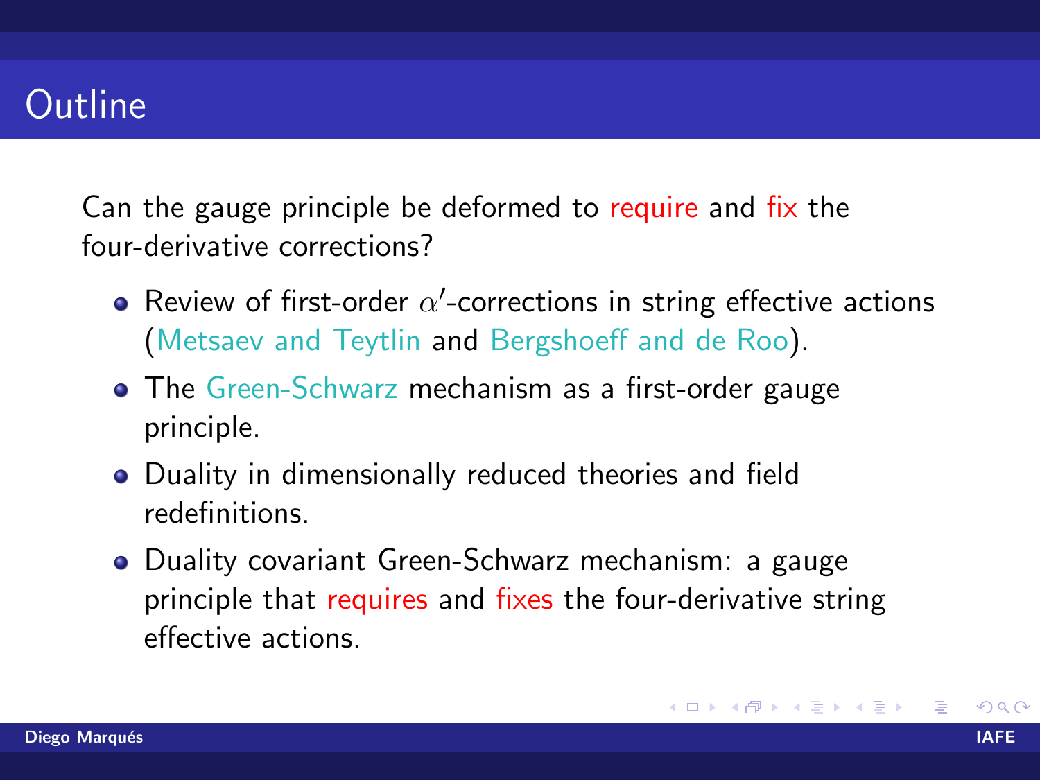# Outline

Can the gauge principle be deformed to require and fix the four-derivative corrections?

- Review of first-order $\alpha'$-corrections in string effective actions (Metsaev and Teytlin and Bergshoeff and de Roo).
- The Green-Schwarz mechanism as a first-order gauge principle.
- Duality in dimensionally reduced theories and field redefinitions.
- Duality covariant Green-Schwarz mechanism: a gauge principle that requires and fixes the four-derivative string effective actions.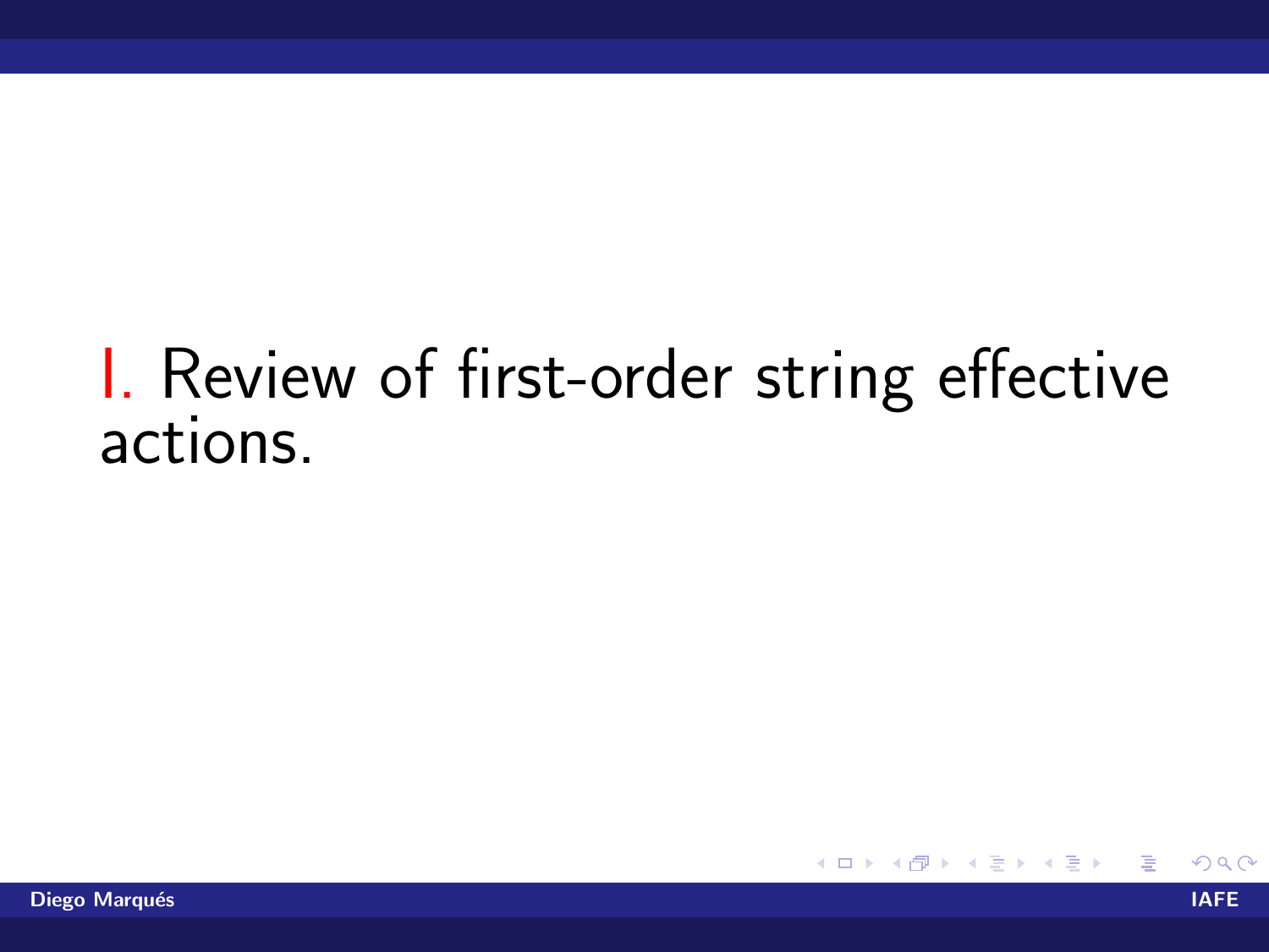# I. Review of first-order string effective actions.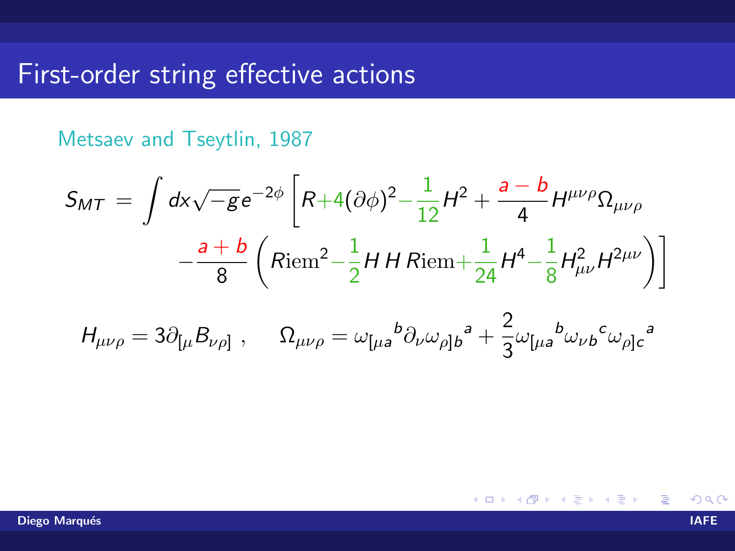# First-order string effective actions

Metsaev and Tseytlin, 1987

$$S_{MT} = \int dx\sqrt{-g}e^{-2\phi}\left[R+4(\partial\phi)^2-\frac{1}{12}H^2+\frac{a-b}{4}H^{\mu\nu\rho}\Omega_{\mu\nu\rho}\right.$$
$$\left. -\frac{a+b}{8}\left(\mathrm{Riem}^2-\frac{1}{2}H\,H\,\mathrm{Riem}+\frac{1}{24}H^4-\frac{1}{8}H^2_{\mu\nu}H^{2\mu\nu}\right)\right]$$

$$H_{\mu\nu\rho} = 3\partial_{[\mu}B_{\nu\rho]}\ , \qquad \Omega_{\mu\nu\rho} = \omega_{[\mu a}{}^{b}\partial_{\nu}\omega_{\rho]b}{}^{a}+\frac{2}{3}\omega_{[\mu a}{}^{b}\omega_{\nu b}{}^{c}\omega_{\rho]c}{}^{a}$$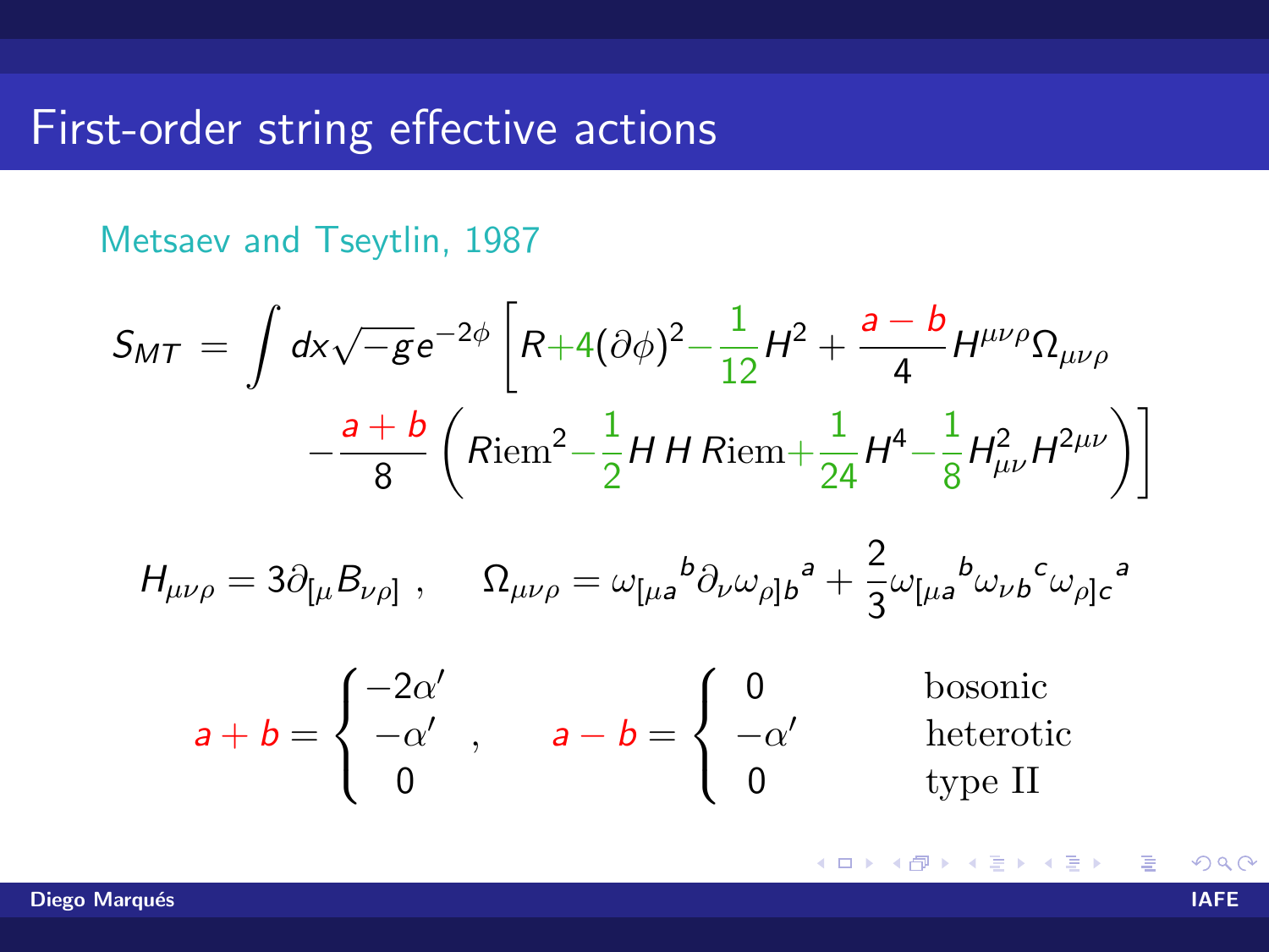# First-order string effective actions

Metsaev and Tseytlin, 1987

$$
S_{MT} = \int dx \sqrt{-g} e^{-2\phi} \left[ R + 4(\partial\phi)^2 - \frac{1}{12} H^2 + \frac{a-b}{4} H^{\mu\nu\rho} \Omega_{\mu\nu\rho} \right.
$$

$$
\left. - \frac{a+b}{8} \left( \text{Riem}^2 - \frac{1}{2} H\, H\, \text{Riem} + \frac{1}{24} H^4 - \frac{1}{8} H^2_{\mu\nu} H^{2\mu\nu} \right) \right]
$$

$$
H_{\mu\nu\rho} = 3 \partial_{[\mu} B_{\nu\rho]} \ , \qquad \Omega_{\mu\nu\rho} = \omega_{[\mu a}{}^{b} \partial_{\nu} \omega_{\rho] b}{}^{a} + \frac{2}{3} \omega_{[\mu a}{}^{b} \omega_{\nu b}{}^{c} \omega_{\rho] c}{}^{a}
$$

$$
a+b = \begin{cases} -2\alpha' \\ -\alpha' \\ 0 \end{cases} , \qquad a-b = \begin{cases} 0 & \text{bosonic} \\ -\alpha' & \text{heterotic} \\ 0 & \text{type II} \end{cases}
$$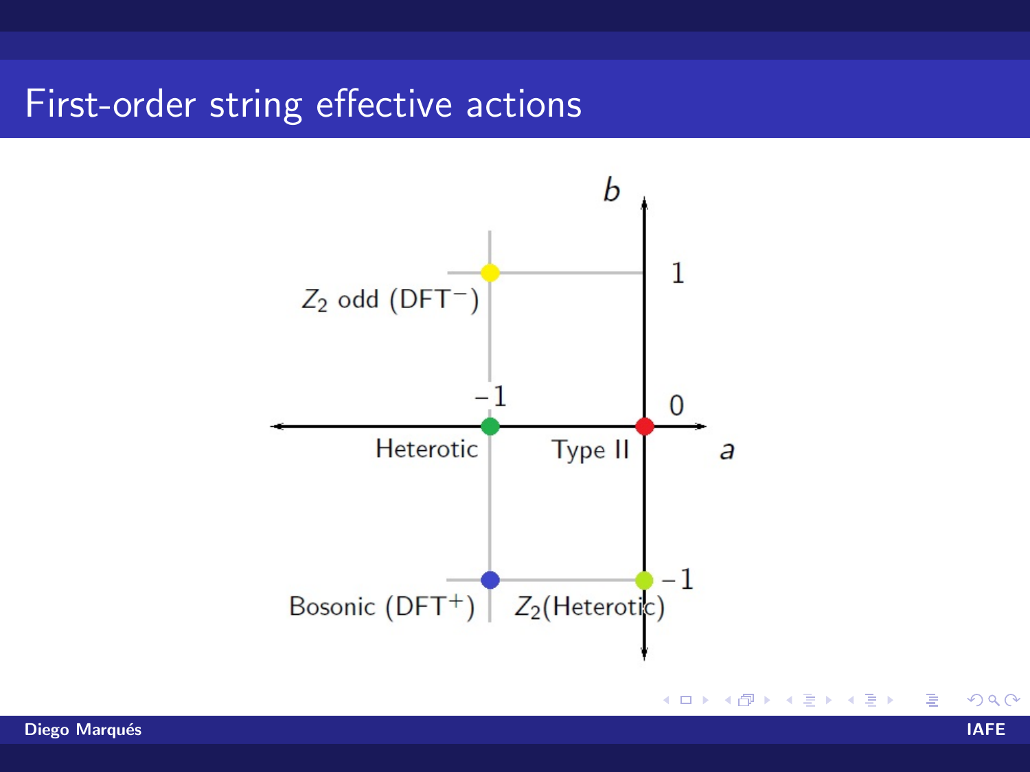# First-order string effective actions

$b$

$1$

$Z_2$ odd (DFT$^-$)

$-1$ $0$

Heterotic Type II $a$

$-1$

Bosonic (DFT$^+$) $Z_2$(Heterotic)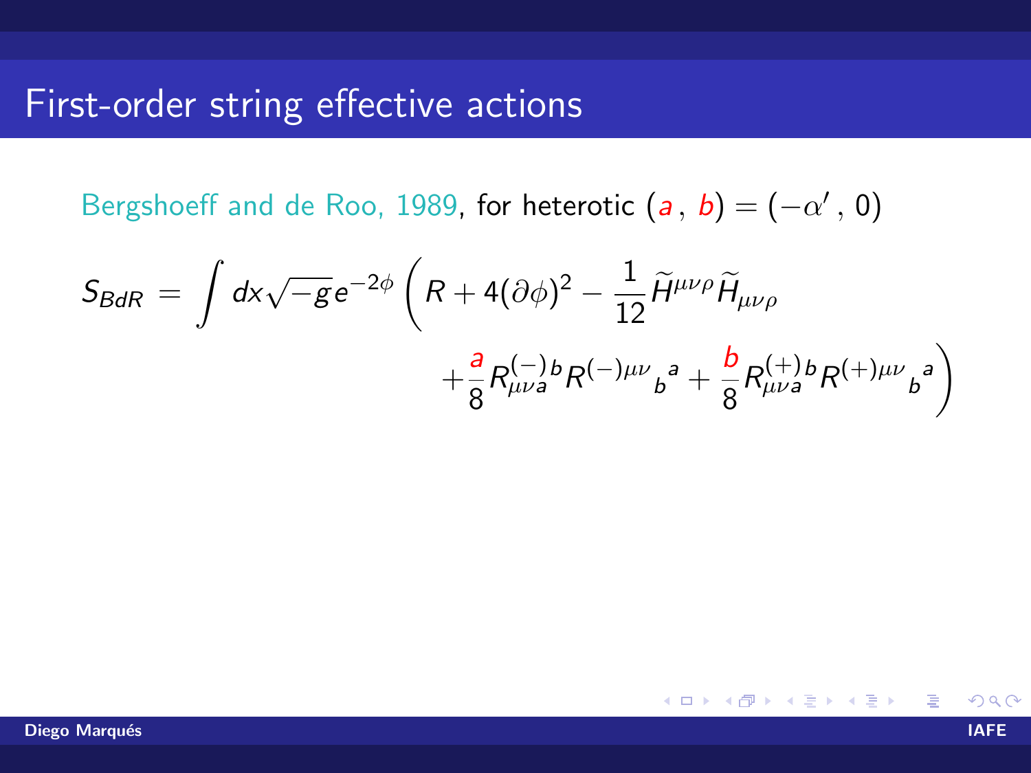# First-order string effective actions

Bergshoeff and de Roo, 1989, for heterotic $(a\,,\,b) = (-\alpha'\,,\,0)$

$$
S_{BdR} = \int dx \sqrt{-g} e^{-2\phi} \left( R + 4(\partial\phi)^2 - \frac{1}{12} \widetilde{H}^{\mu\nu\rho} \widetilde{H}_{\mu\nu\rho} \right.
$$

$$
\left. + \frac{a}{8} R^{(-)}_{\mu\nu a}{}^{b} R^{(-)\mu\nu}{}_{b}{}^{a} + \frac{b}{8} R^{(+)}_{\mu\nu a}{}^{b} R^{(+)\mu\nu}{}_{b}{}^{a} \right)
$$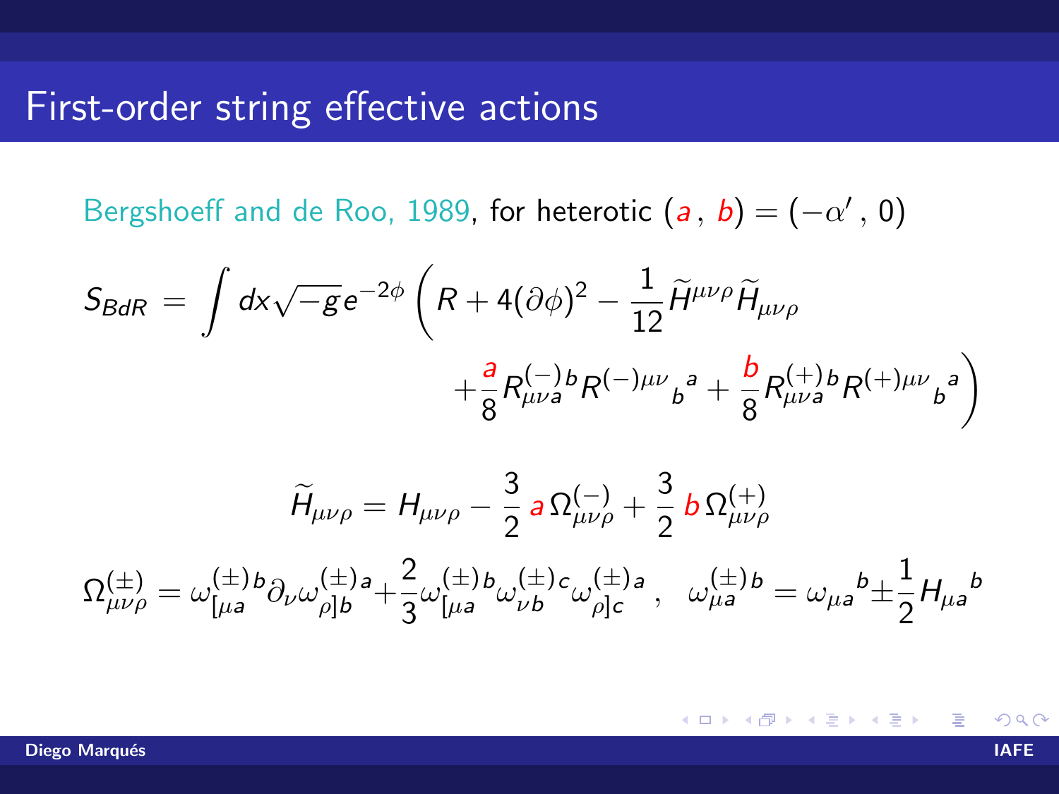# First-order string effective actions

Bergshoeff and de Roo, 1989, for heterotic $(a\,,\, b) = (-\alpha'\,,\, 0)$

$$
S_{BdR} = \int dx \sqrt{-g} e^{-2\phi} \left( R + 4(\partial\phi)^2 - \frac{1}{12} \widetilde{H}^{\mu\nu\rho} \widetilde{H}_{\mu\nu\rho} \right.
$$

$$
\left. + \frac{a}{8} R^{(-)}_{\mu\nu a}{}^{b} R^{(-)\mu\nu}{}_{b}{}^{a} + \frac{b}{8} R^{(+)}_{\mu\nu a}{}^{b} R^{(+)\mu\nu}{}_{b}{}^{a} \right)
$$

$$
\widetilde{H}_{\mu\nu\rho} = H_{\mu\nu\rho} - \frac{3}{2}\, a\, \Omega^{(-)}_{\mu\nu\rho} + \frac{3}{2}\, b\, \Omega^{(+)}_{\mu\nu\rho}
$$

$$
\Omega^{(\pm)}_{\mu\nu\rho} = \omega^{(\pm)}_{[\mu a}{}^{b} \partial_\nu \omega^{(\pm)}_{\rho]b}{}^{a} + \frac{2}{3} \omega^{(\pm)}_{[\mu a}{}^{b} \omega^{(\pm)}_{\nu b}{}^{c} \omega^{(\pm)}_{\rho]c}{}^{a}\,, \quad \omega^{(\pm)}_{\mu a}{}^{b} = \omega_{\mu a}{}^{b} \pm \frac{1}{2} H_{\mu a}{}^{b}
$$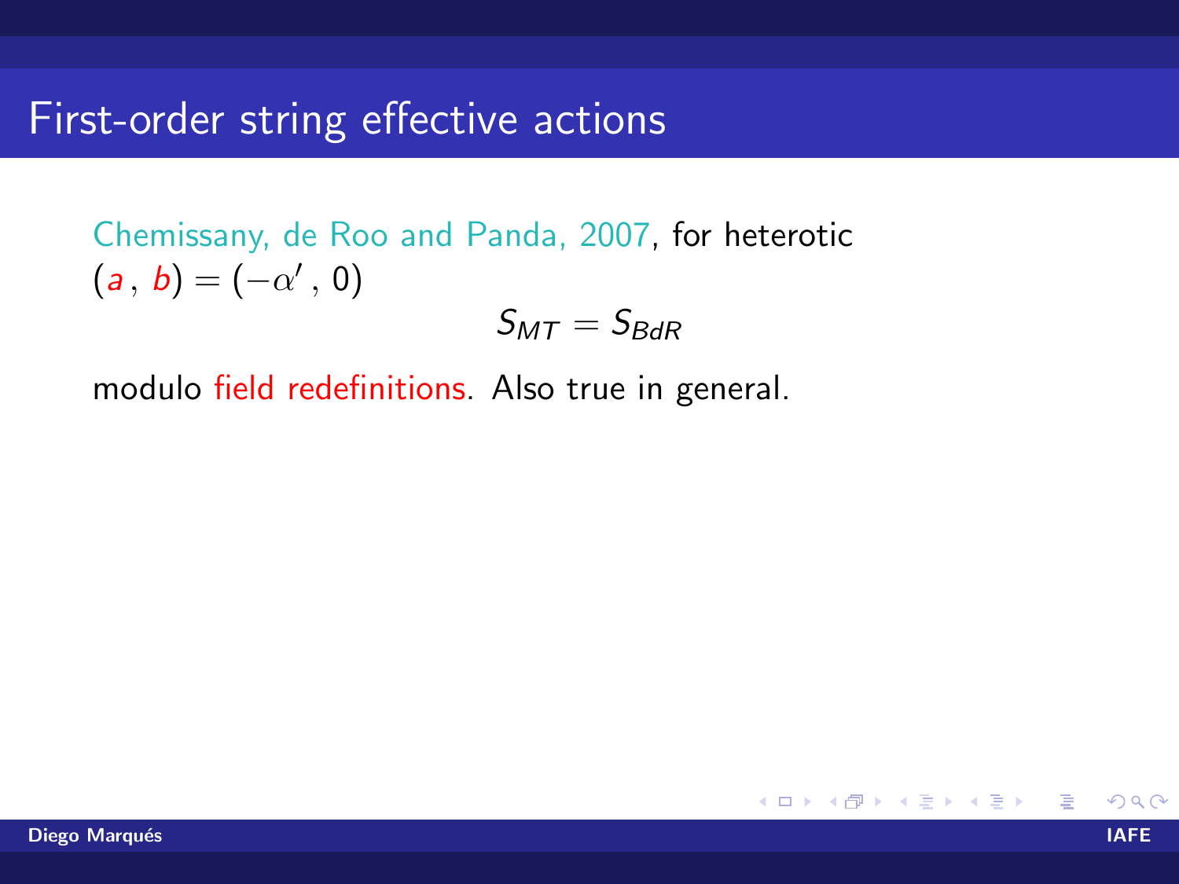# First-order string effective actions

Chemissany, de Roo and Panda, 2007, for heterotic $(a\,,\,b) = (-\alpha'\,,\,0)$

$$S_{MT} = S_{BdR}$$

modulo field redefinitions. Also true in general.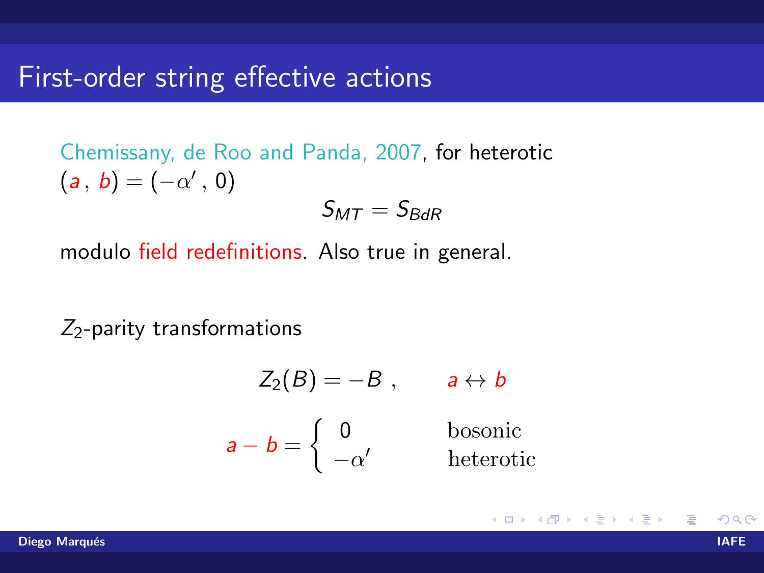# First-order string effective actions

Chemissany, de Roo and Panda, 2007, for heterotic $(a\,,\,b) = (-\alpha'\,,\,0)$

$$S_{MT} = S_{BdR}$$

modulo field redefinitions. Also true in general.

$Z_2$-parity transformations

$$Z_2(B) = -B\ , \qquad a \leftrightarrow b$$

$$a - b = \begin{cases} 0 & \text{bosonic} \\ -\alpha' & \text{heterotic} \end{cases}$$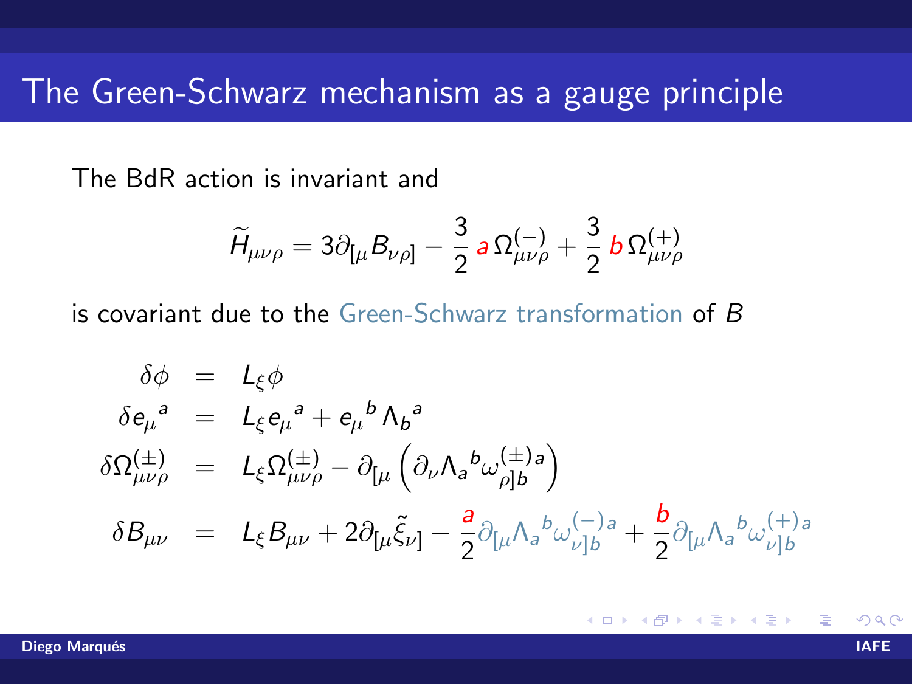# The Green-Schwarz mechanism as a gauge principle

The BdR action is invariant and

$$\widetilde{H}_{\mu\nu\rho} = 3\partial_{[\mu} B_{\nu\rho]} - \frac{3}{2}\, a\, \Omega^{(-)}_{\mu\nu\rho} + \frac{3}{2}\, b\, \Omega^{(+)}_{\mu\nu\rho}$$

is covariant due to the Green-Schwarz transformation of $B$

$$\begin{aligned}
\delta\phi &= L_\xi \phi \\
\delta e_\mu{}^a &= L_\xi e_\mu{}^a + e_\mu{}^b \Lambda_b{}^a \\
\delta\Omega^{(\pm)}_{\mu\nu\rho} &= L_\xi \Omega^{(\pm)}_{\mu\nu\rho} - \partial_{[\mu} \left( \partial_\nu \Lambda_a{}^b \omega^{(\pm)}_{\rho]b}{}^a \right) \\
\delta B_{\mu\nu} &= L_\xi B_{\mu\nu} + 2\partial_{[\mu} \tilde{\xi}_{\nu]} - \frac{a}{2} \partial_{[\mu} \Lambda_a{}^b \omega^{(-)}_{\nu]b}{}^a + \frac{b}{2} \partial_{[\mu} \Lambda_a{}^b \omega^{(+)}_{\nu]b}{}^a
\end{aligned}$$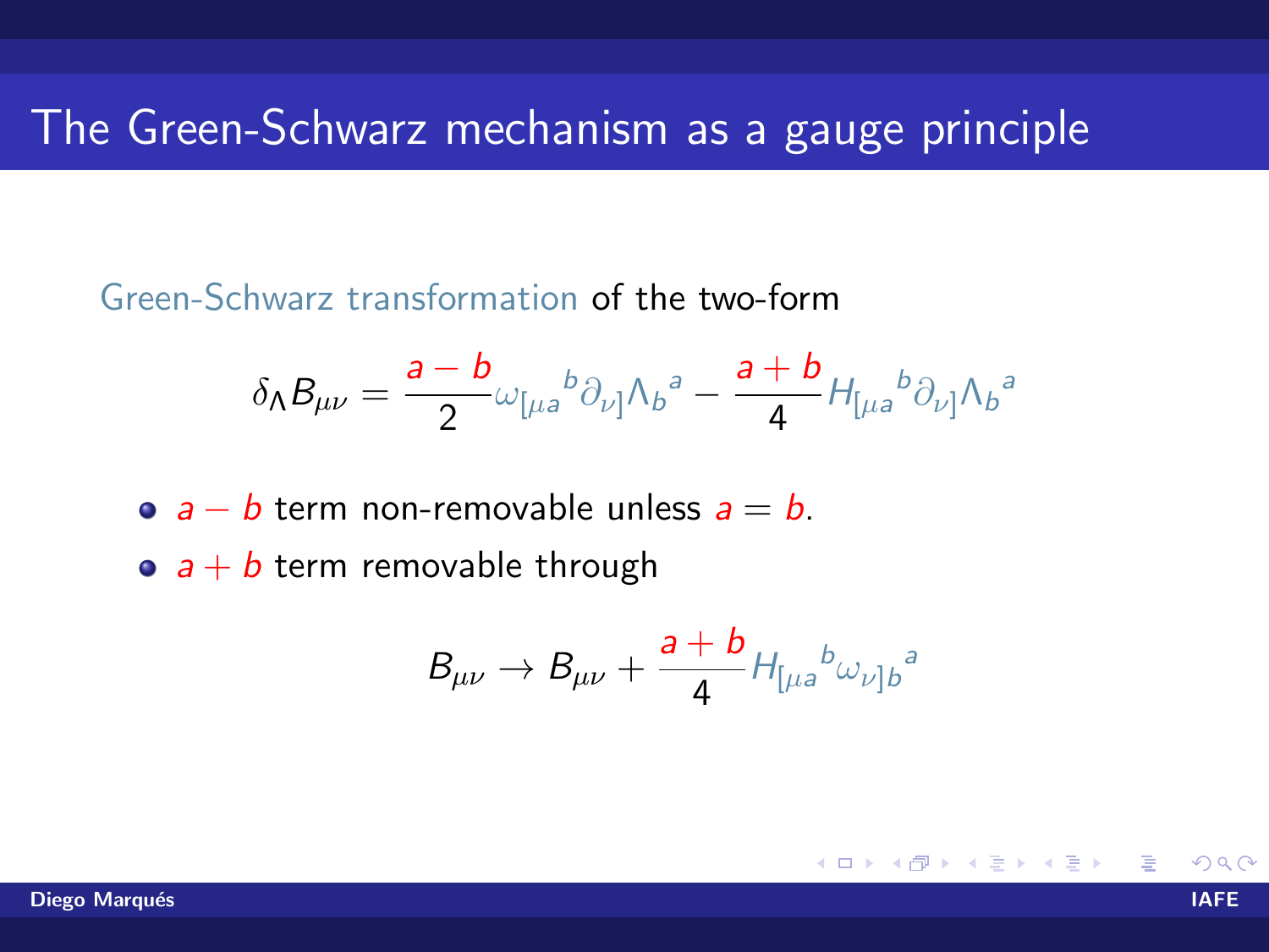# The Green-Schwarz mechanism as a gauge principle

Green-Schwarz transformation of the two-form

$$\delta_\Lambda B_{\mu\nu} = \frac{a-b}{2}\omega_{[\mu a}{}^b\partial_{\nu]}\Lambda_b{}^a - \frac{a+b}{4}H_{[\mu a}{}^b\partial_{\nu]}\Lambda_b{}^a$$

- $a-b$ term non-removable unless $a=b$.
- $a+b$ term removable through

$$B_{\mu\nu} \to B_{\mu\nu} + \frac{a+b}{4}H_{[\mu a}{}^b\omega_{\nu]b}{}^a$$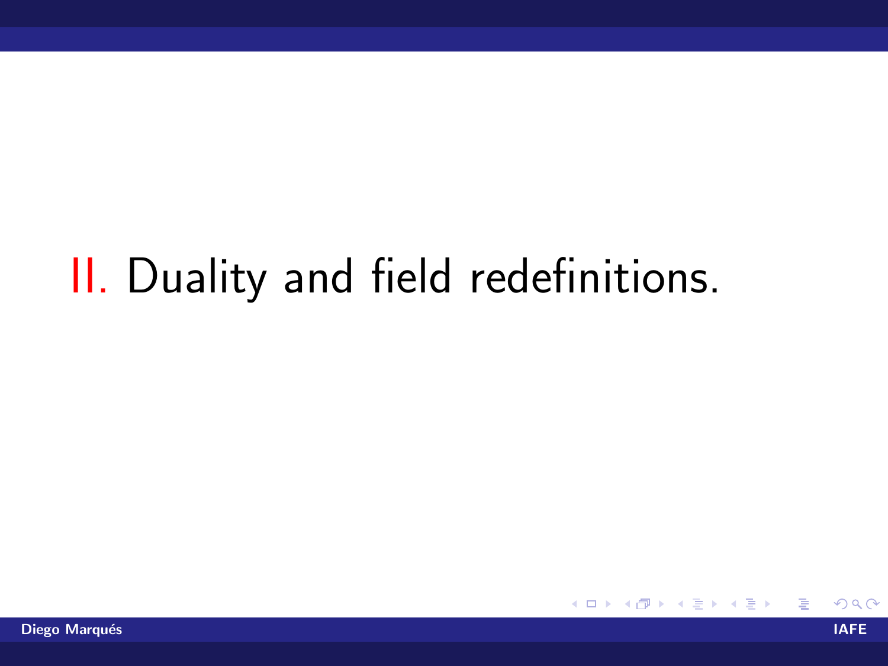# II. Duality and field redefinitions.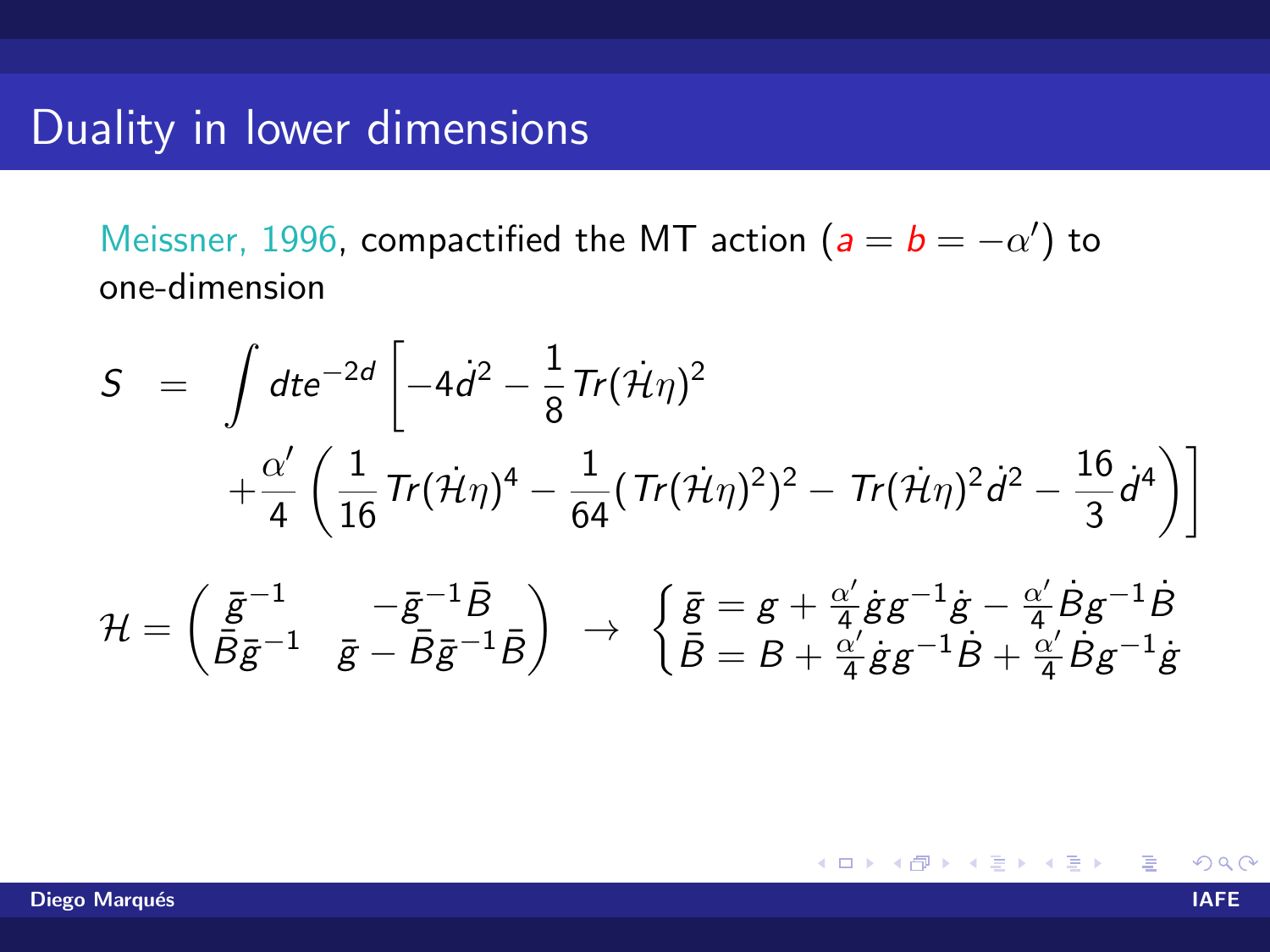# Duality in lower dimensions

Meissner, 1996, compactified the MT action ($a = b = -\alpha'$) to one-dimension

$$
\begin{aligned}
S &= \int dt e^{-2d} \left[ -4\dot{d}^2 - \frac{1}{8} Tr(\dot{\mathcal{H}}\eta)^2 \right. \\
&\quad \left. + \frac{\alpha'}{4} \left( \frac{1}{16} Tr(\dot{\mathcal{H}}\eta)^4 - \frac{1}{64} (Tr(\dot{\mathcal{H}}\eta)^2)^2 - Tr(\dot{\mathcal{H}}\eta)^2 \dot{d}^2 - \frac{16}{3} \dot{d}^4 \right) \right]
\end{aligned}
$$

$$
\mathcal{H} = \begin{pmatrix} \bar{g}^{-1} & -\bar{g}^{-1}\bar{B} \\ \bar{B}\bar{g}^{-1} & \bar{g} - \bar{B}\bar{g}^{-1}\bar{B} \end{pmatrix} \rightarrow \begin{cases} \bar{g} = g + \frac{\alpha'}{4}\dot{g}g^{-1}\dot{g} - \frac{\alpha'}{4}\dot{B}g^{-1}\dot{B} \\ \bar{B} = B + \frac{\alpha'}{4}\dot{g}g^{-1}\dot{B} + \frac{\alpha'}{4}\dot{B}g^{-1}\dot{g} \end{cases}
$$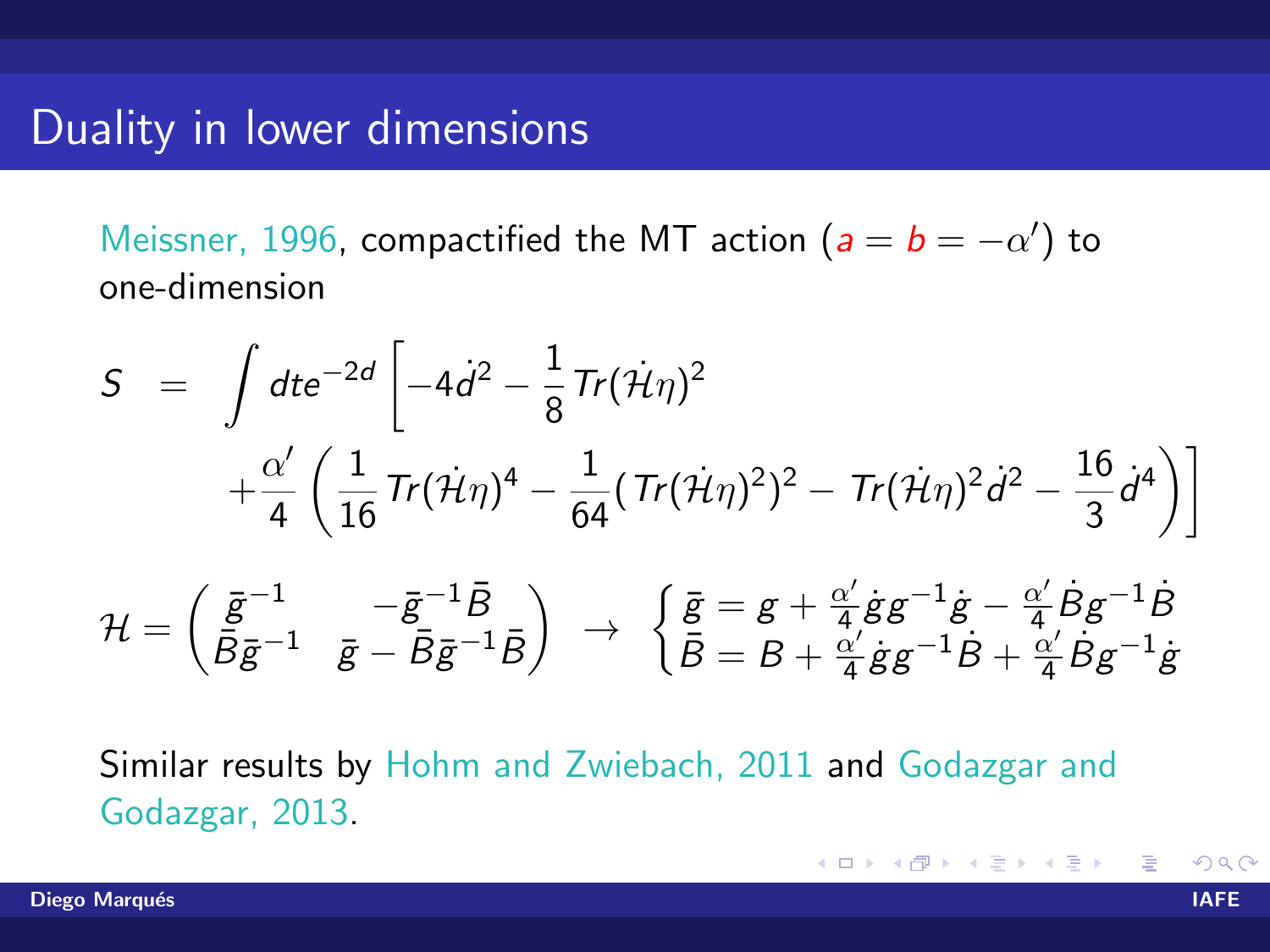# Duality in lower dimensions

Meissner, 1996, compactified the MT action ($a = b = -\alpha'$) to one-dimension

$$
\begin{aligned}
S &= \int dt e^{-2d} \left[ -4\dot{d}^2 - \frac{1}{8} Tr(\dot{\mathcal{H}}\eta)^2 \right. \\
&\quad \left. + \frac{\alpha'}{4} \left( \frac{1}{16} Tr(\dot{\mathcal{H}}\eta)^4 - \frac{1}{64} (Tr(\dot{\mathcal{H}}\eta)^2)^2 - Tr(\dot{\mathcal{H}}\eta)^2 \dot{d}^2 - \frac{16}{3} \dot{d}^4 \right) \right]
\end{aligned}
$$

$$
\mathcal{H} = \begin{pmatrix} \bar{g}^{-1} & -\bar{g}^{-1}\bar{B} \\ \bar{B}\bar{g}^{-1} & \bar{g} - \bar{B}\bar{g}^{-1}\bar{B} \end{pmatrix} \rightarrow \begin{cases} \bar{g} = g + \frac{\alpha'}{4}\dot{g}g^{-1}\dot{g} - \frac{\alpha'}{4}\dot{B}g^{-1}\dot{B} \\ \bar{B} = B + \frac{\alpha'}{4}\dot{g}g^{-1}\dot{B} + \frac{\alpha'}{4}\dot{B}g^{-1}\dot{g} \end{cases}
$$

Similar results by Hohm and Zwiebach, 2011 and Godazgar and Godazgar, 2013.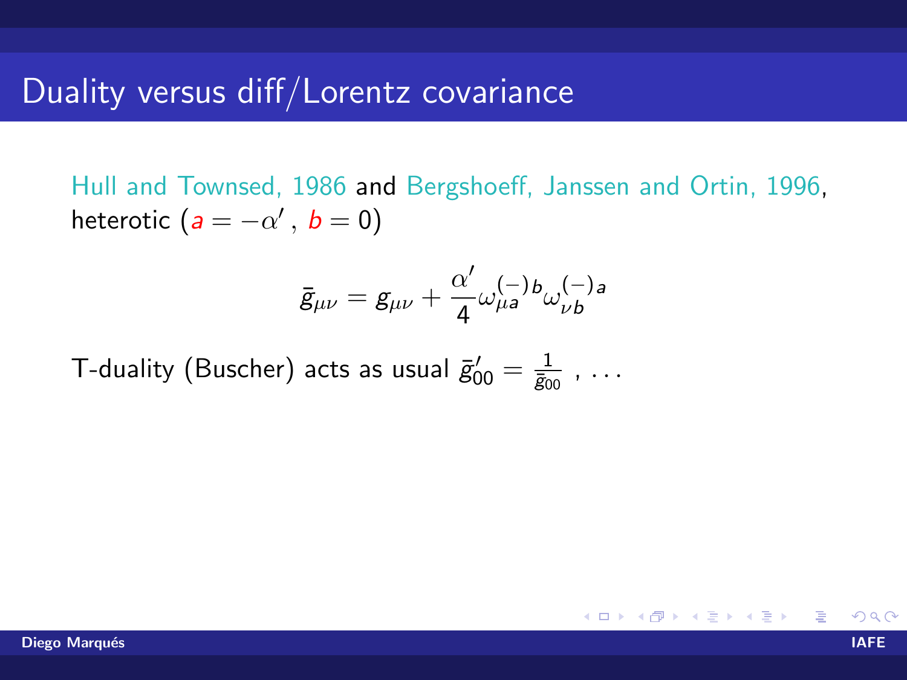# Duality versus diff/Lorentz covariance

Hull and Townsed, 1986 and Bergshoeff, Janssen and Ortin, 1996, heterotic ($a = -\alpha'$ , $b = 0$)

$$\bar{g}_{\mu\nu} = g_{\mu\nu} + \frac{\alpha'}{4} \omega_{\mu a}^{(-)\,b} \omega_{\nu b}^{(-)\,a}$$

T-duality (Buscher) acts as usual $\bar{g}'_{00} = \frac{1}{\bar{g}_{00}}$ , . . .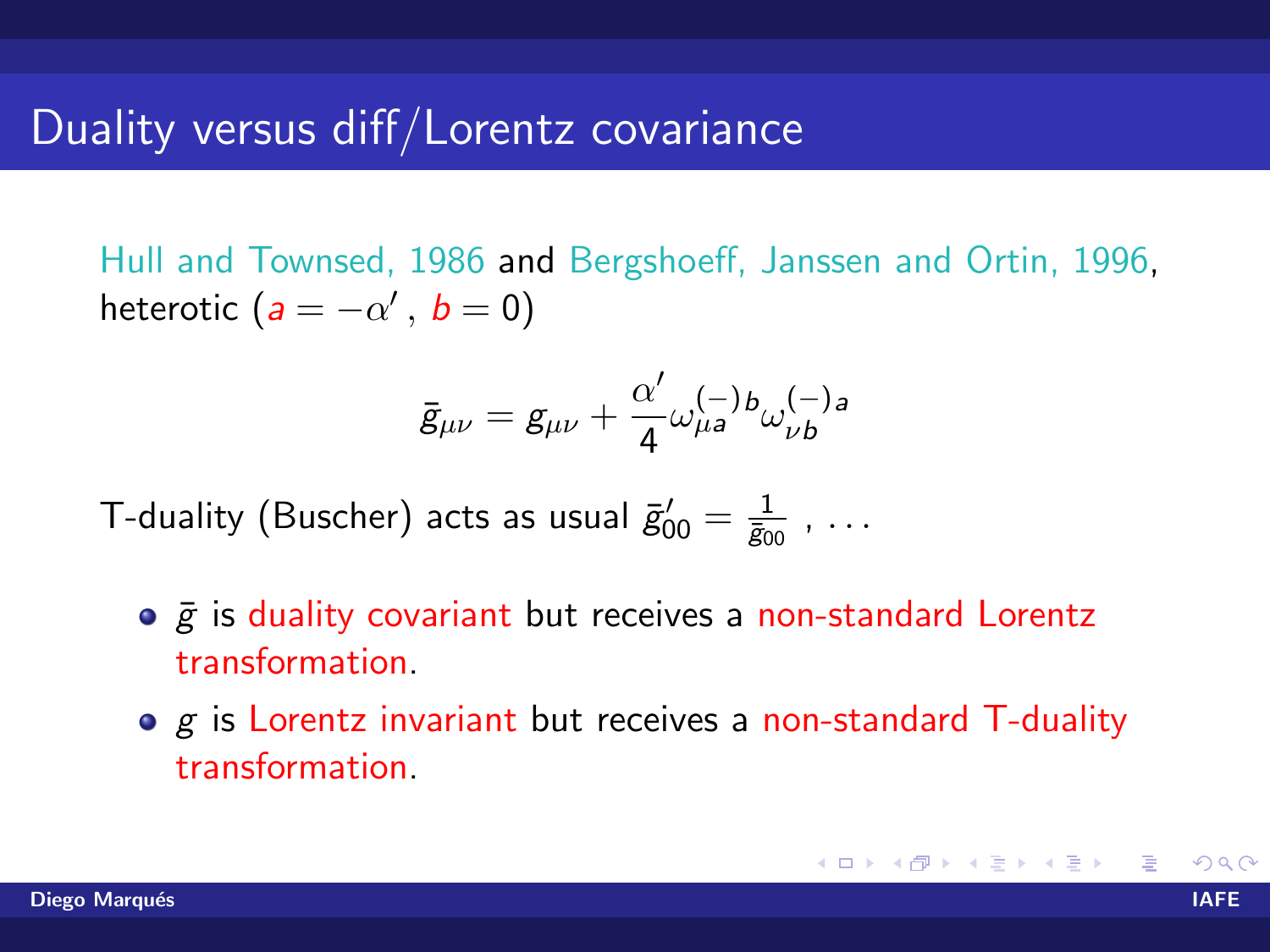# Duality versus diff/Lorentz covariance

Hull and Townsed, 1986 and Bergshoeff, Janssen and Ortin, 1996, heterotic ($a = -\alpha'$ , $b = 0$)

$$\bar{g}_{\mu\nu} = g_{\mu\nu} + \frac{\alpha'}{4} \omega_{\mu a}^{(-)b} \omega_{\nu b}^{(-)a}$$

T-duality (Buscher) acts as usual $\bar{g}'_{00} = \frac{1}{\bar{g}_{00}}$ , . . .

- $\bar{g}$ is duality covariant but receives a non-standard Lorentz transformation.
- $g$ is Lorentz invariant but receives a non-standard T-duality transformation.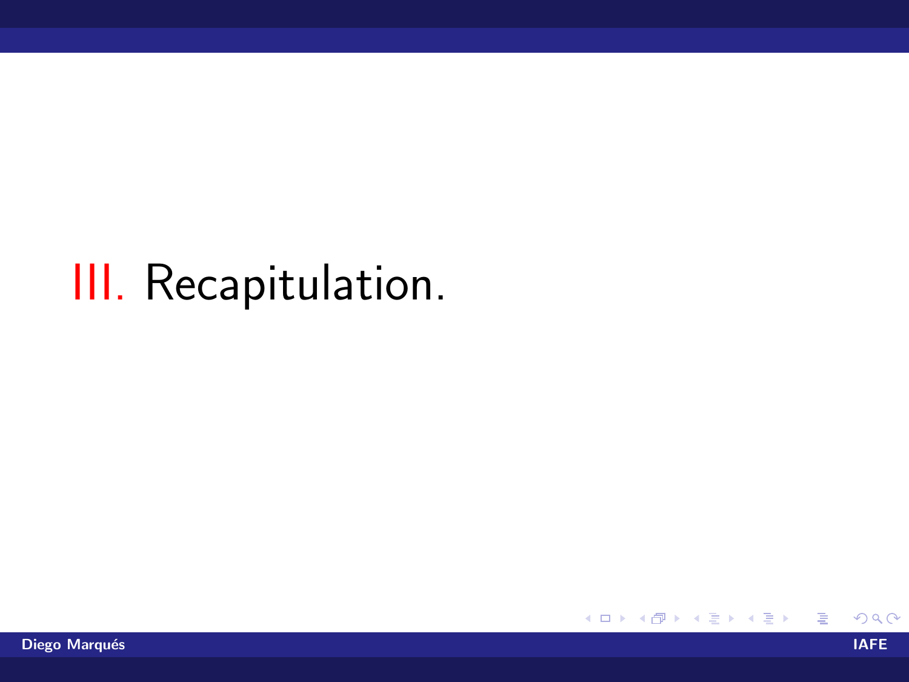# III. Recapitulation.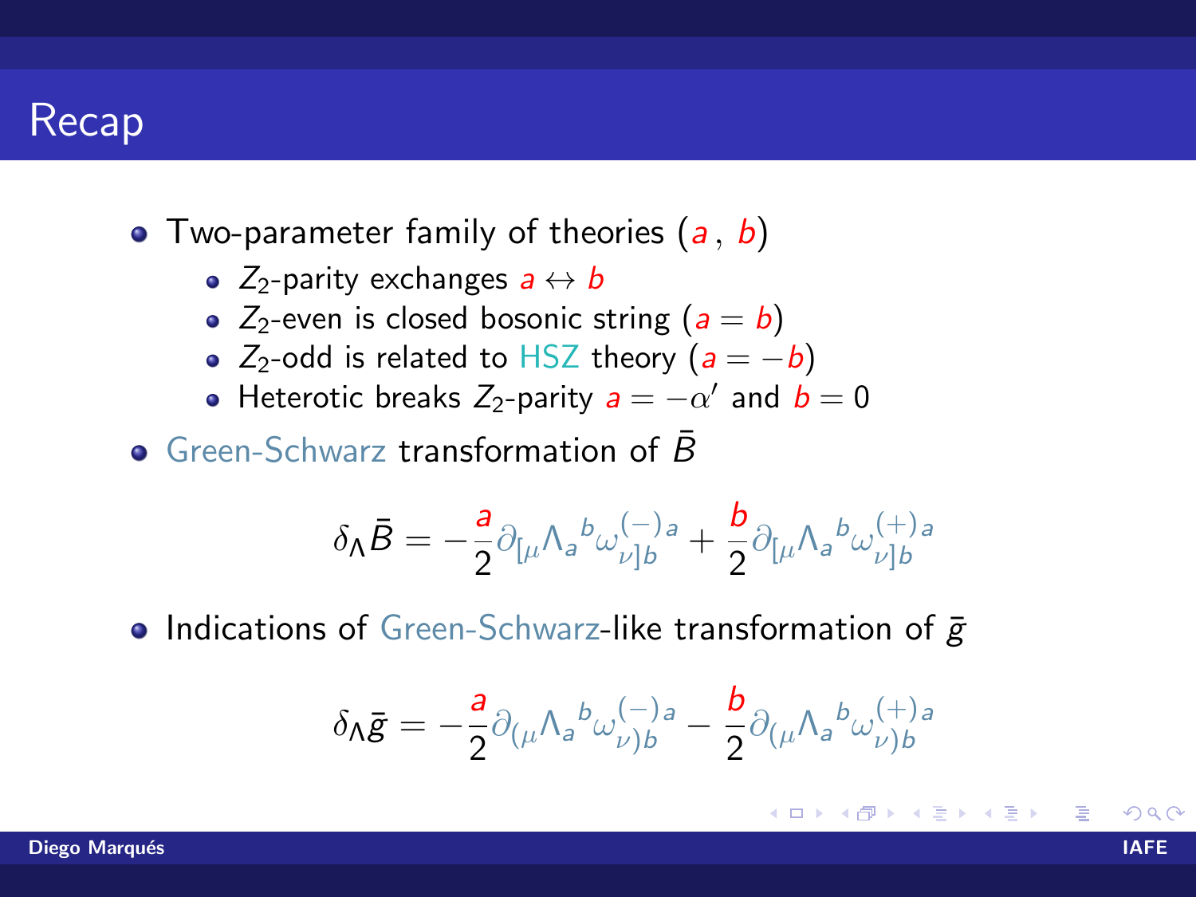# Recap

- Two-parameter family of theories ($a$, $b$)
  - $Z_2$-parity exchanges $a \leftrightarrow b$
  - $Z_2$-even is closed bosonic string ($a = b$)
  - $Z_2$-odd is related to HSZ theory ($a = -b$)
  - Heterotic breaks $Z_2$-parity $a = -\alpha'$ and $b = 0$
- Green-Schwarz transformation of $\bar{B}$

$$\delta_\Lambda \bar{B} = -\frac{a}{2}\partial_{[\mu}\Lambda_a{}^b \omega_{\nu]b}^{(-)a} + \frac{b}{2}\partial_{[\mu}\Lambda_a{}^b \omega_{\nu]b}^{(+)a}$$

- Indications of Green-Schwarz-like transformation of $\bar{g}$

$$\delta_\Lambda \bar{g} = -\frac{a}{2}\partial_{(\mu}\Lambda_a{}^b \omega_{\nu)b}^{(-)a} - \frac{b}{2}\partial_{(\mu}\Lambda_a{}^b \omega_{\nu)b}^{(+)a}$$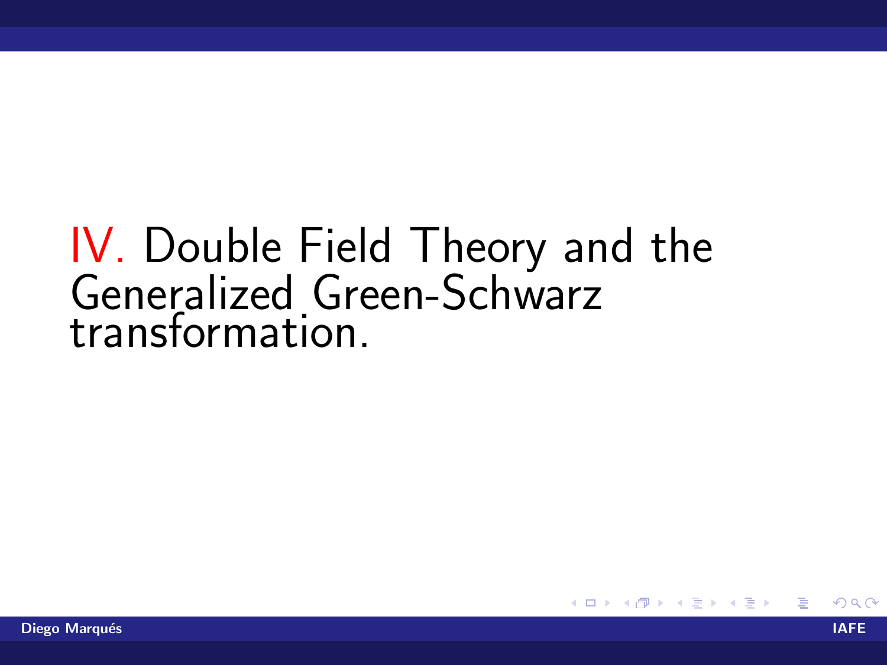# IV. Double Field Theory and the Generalized Green-Schwarz transformation.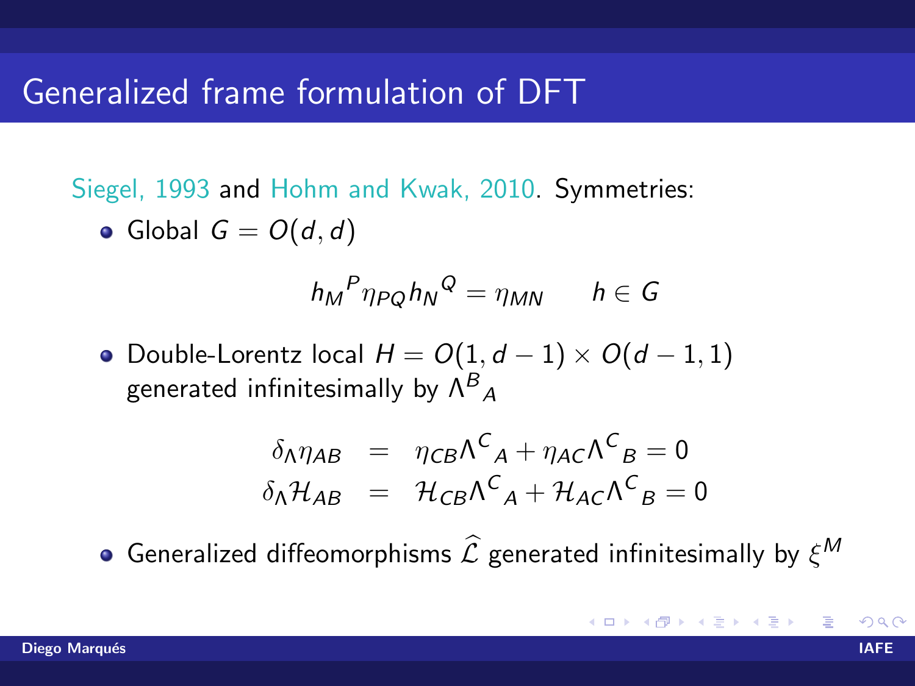# Generalized frame formulation of DFT

Siegel, 1993 and Hohm and Kwak, 2010. Symmetries:

- Global $G = O(d, d)$

$$h_M{}^P \eta_{PQ} h_N{}^Q = \eta_{MN} \qquad h \in G$$

- Double-Lorentz local $H = O(1, d-1) \times O(d-1, 1)$ generated infinitesimally by $\Lambda^B{}_A$

$$\begin{aligned} \delta_\Lambda \eta_{AB} &= \eta_{CB} \Lambda^C{}_A + \eta_{AC} \Lambda^C{}_B = 0 \\ \delta_\Lambda \mathcal{H}_{AB} &= \mathcal{H}_{CB} \Lambda^C{}_A + \mathcal{H}_{AC} \Lambda^C{}_B = 0 \end{aligned}$$

- Generalized diffeomorphisms $\widehat{\mathcal{L}}$ generated infinitesimally by $\xi^M$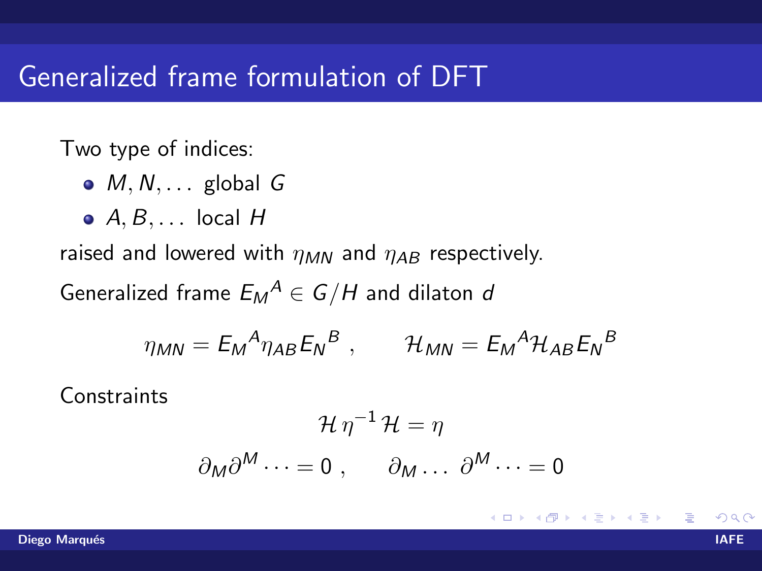# Generalized frame formulation of DFT

Two type of indices:

- $M, N, \ldots$ global $G$
- $A, B, \ldots$ local $H$

raised and lowered with $\eta_{MN}$ and $\eta_{AB}$ respectively.

Generalized frame $E_M{}^A \in G/H$ and dilaton $d$

$$\eta_{MN} = E_M{}^A \eta_{AB} E_N{}^B \ , \qquad \mathcal{H}_{MN} = E_M{}^A \mathcal{H}_{AB} E_N{}^B$$

Constraints

$$\mathcal{H}\, \eta^{-1} \mathcal{H} = \eta$$

$$\partial_M \partial^M \cdots = 0 \ , \qquad \partial_M \ldots \ \partial^M \cdots = 0$$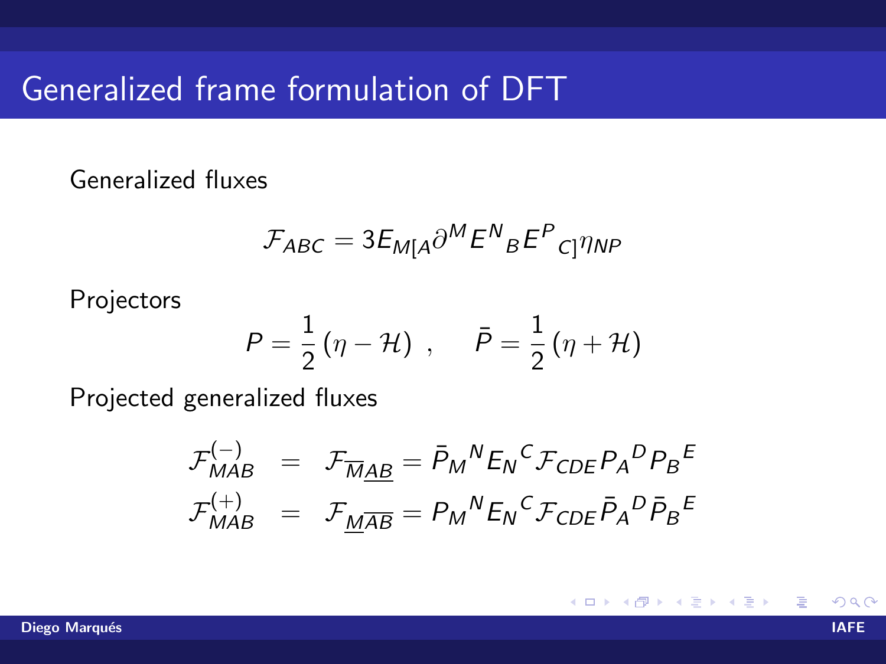# Generalized frame formulation of DFT

Generalized fluxes

$$\mathcal{F}_{ABC} = 3E_{M[A}\partial^M E^N{}_B E^P{}_{C]}\eta_{NP}$$

Projectors

$$P = \frac{1}{2}(\eta - \mathcal{H}) \ , \qquad \bar{P} = \frac{1}{2}(\eta + \mathcal{H})$$

Projected generalized fluxes

$$\begin{aligned} \mathcal{F}^{(-)}_{MAB} &= \mathcal{F}_{\overline{M}\underline{AB}} = \bar{P}_M{}^N E_N{}^C \mathcal{F}_{CDE} P_A{}^D P_B{}^E \\ \mathcal{F}^{(+)}_{MAB} &= \mathcal{F}_{\underline{M}\overline{AB}} = P_M{}^N E_N{}^C \mathcal{F}_{CDE} \bar{P}_A{}^D \bar{P}_B{}^E \end{aligned}$$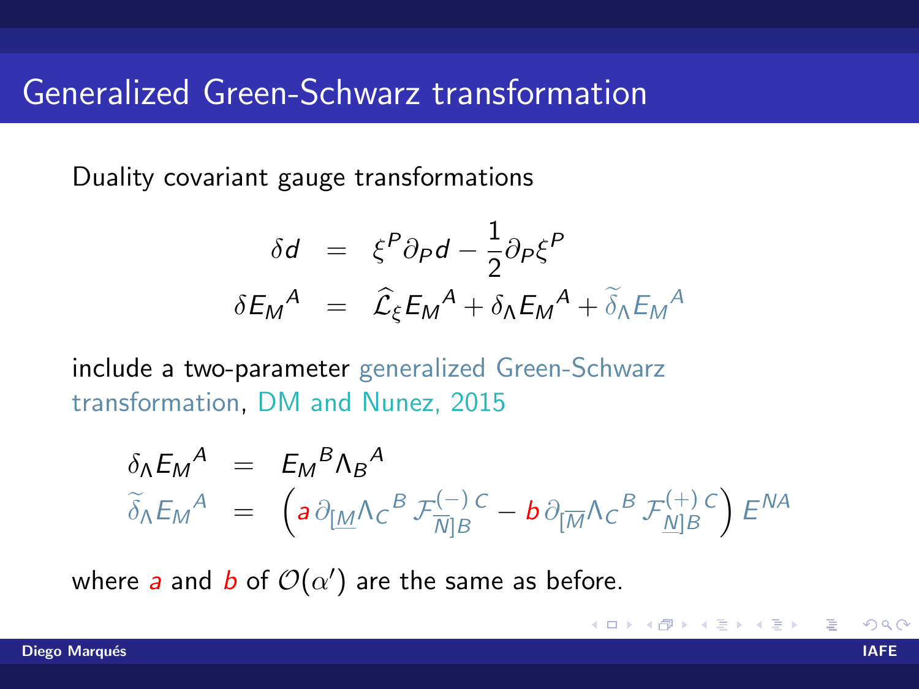# Generalized Green-Schwarz transformation

Duality covariant gauge transformations

$$
\begin{aligned}
\delta d &= \xi^P \partial_P d - \frac{1}{2} \partial_P \xi^P \\
\delta E_M{}^A &= \widehat{\mathcal{L}}_\xi E_M{}^A + \delta_\Lambda E_M{}^A + \widetilde{\delta}_\Lambda E_M{}^A
\end{aligned}
$$

include a two-parameter generalized Green-Schwarz transformation, DM and Nunez, 2015

$$
\begin{aligned}
\delta_\Lambda E_M{}^A &= E_M{}^B \Lambda_B{}^A \\
\widetilde{\delta}_\Lambda E_M{}^A &= \left( a\, \partial_{[\underline{M}} \Lambda_C{}^B \, \mathcal{F}^{(-)\, C}_{\overline{N}]B} - b\, \partial_{[\overline{M}} \Lambda_C{}^B \, \mathcal{F}^{(+)\, C}_{\underline{N}]B} \right) E^{NA}
\end{aligned}
$$

where $a$ and $b$ of $\mathcal{O}(\alpha')$ are the same as before.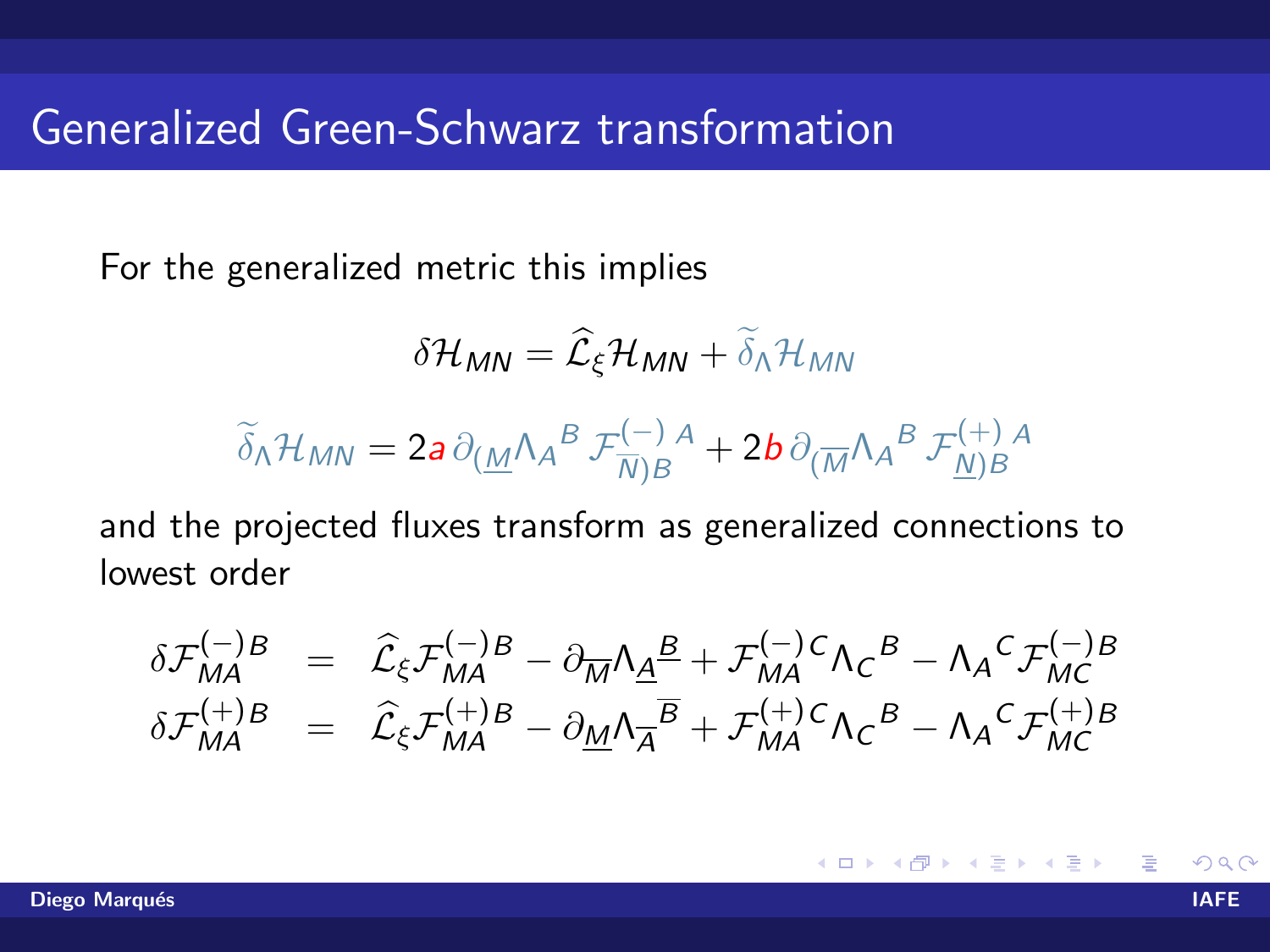# Generalized Green-Schwarz transformation

For the generalized metric this implies

$$\delta \mathcal{H}_{MN} = \widehat{\mathcal{L}}_\xi \mathcal{H}_{MN} + \widetilde{\delta}_\Lambda \mathcal{H}_{MN}$$

$$\widetilde{\delta}_\Lambda \mathcal{H}_{MN} = 2a\, \partial_{(\underline{M}} \Lambda_A{}^B\, \mathcal{F}^{(-)\ A}_{\overline{N})B} + 2b\, \partial_{(\overline{M}} \Lambda_A{}^B\, \mathcal{F}^{(+)\ A}_{\underline{N})B}$$

and the projected fluxes transform as generalized connections to lowest order

$$\begin{aligned}
\delta \mathcal{F}^{(-)B}_{MA} &= \widehat{\mathcal{L}}_\xi \mathcal{F}^{(-)B}_{MA} - \partial_{\overline{M}} \Lambda_{\underline{A}}{}^{\underline{B}} + \mathcal{F}^{(-)C}_{MA} \Lambda_C{}^B - \Lambda_A{}^C \mathcal{F}^{(-)B}_{MC} \\
\delta \mathcal{F}^{(+)B}_{MA} &= \widehat{\mathcal{L}}_\xi \mathcal{F}^{(+)B}_{MA} - \partial_{\underline{M}} \Lambda_{\overline{A}}{}^{\overline{B}} + \mathcal{F}^{(+)C}_{MA} \Lambda_C{}^B - \Lambda_A{}^C \mathcal{F}^{(+)B}_{MC}
\end{aligned}$$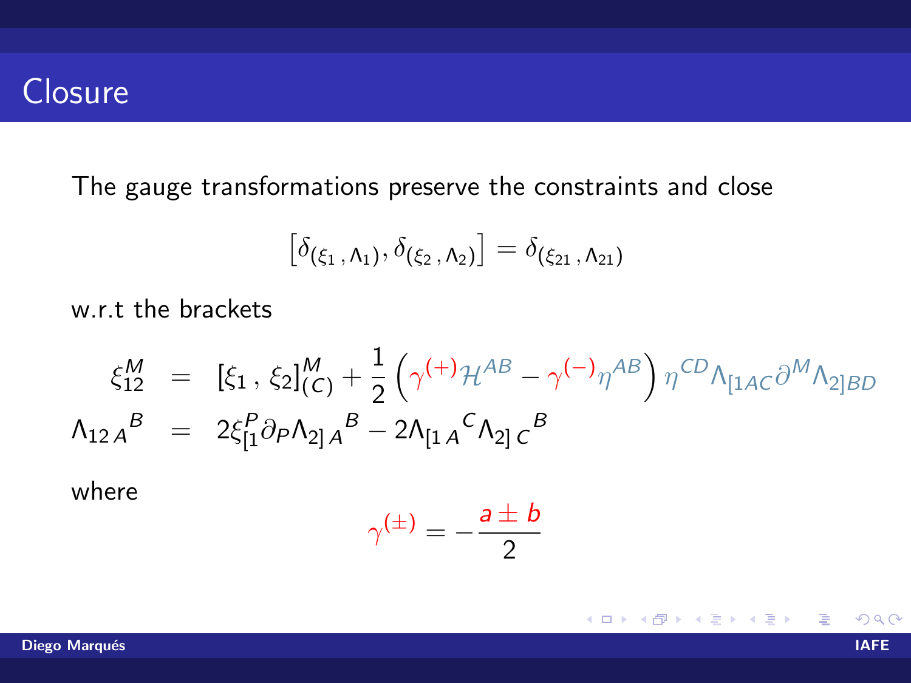# Closure

The gauge transformations preserve the constraints and close

$$\left[\delta_{(\xi_1\,,\Lambda_1)}, \delta_{(\xi_2\,,\Lambda_2)}\right] = \delta_{(\xi_{21}\,,\Lambda_{21})}$$

w.r.t the brackets

$$\begin{aligned}
\xi_{12}^M &= [\xi_1\,,\,\xi_2]^M_{(C)} + \frac{1}{2}\left(\gamma^{(+)}\mathcal{H}^{AB} - \gamma^{(-)}\eta^{AB}\right)\eta^{CD}\Lambda_{[1AC}\partial^M\Lambda_{2]BD} \\
\Lambda_{12\,A}{}^B &= 2\xi^P_{[1}\partial_P\Lambda_{2]\,A}{}^B - 2\Lambda_{[1\,A}{}^C\Lambda_{2]\,C}{}^B
\end{aligned}$$

where

$$\gamma^{(\pm)} = -\frac{a \pm b}{2}$$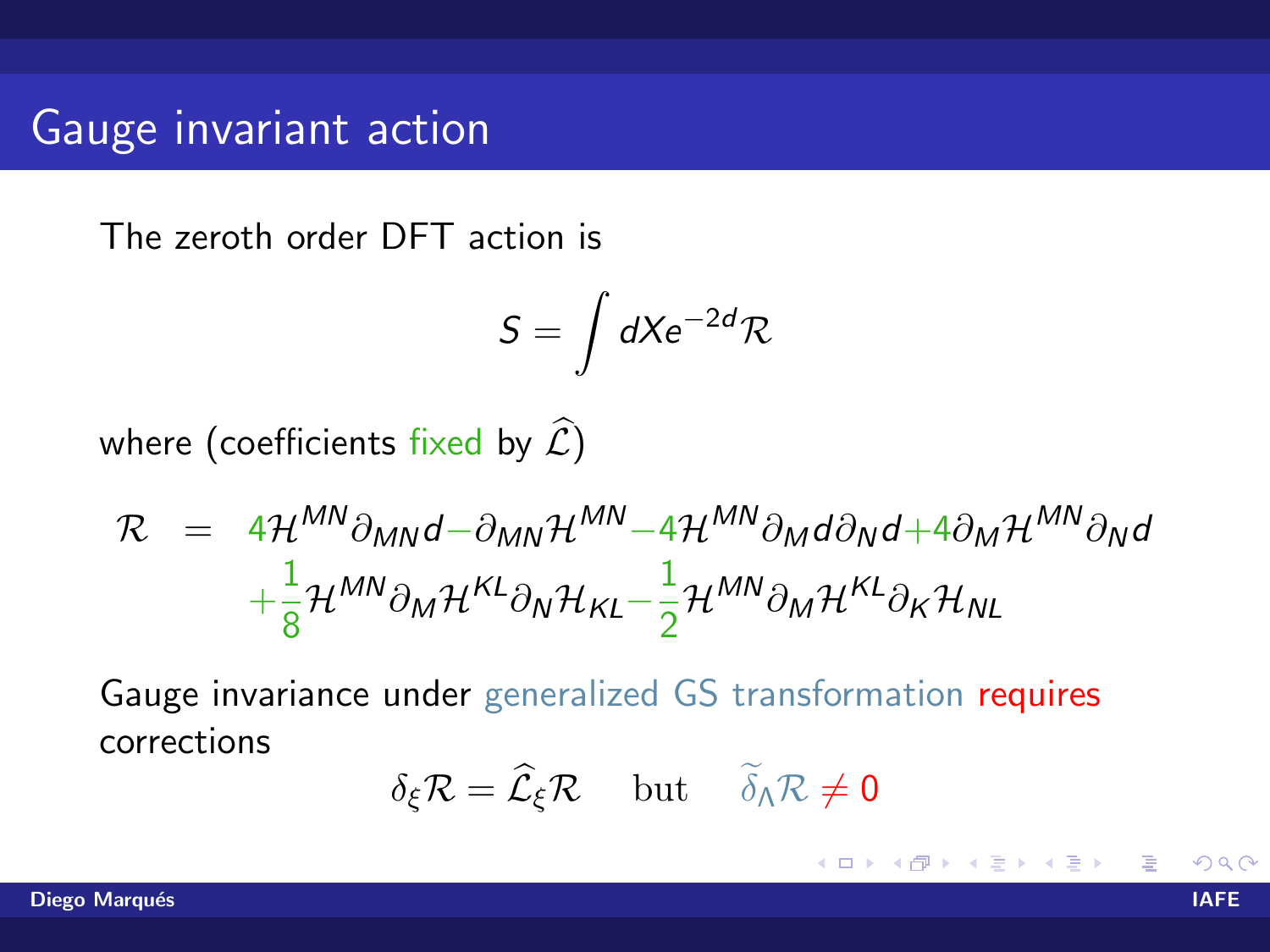## Gauge invariant action

The zeroth order DFT action is

$$S = \int dX e^{-2d} \mathcal{R}$$

where (coefficients fixed by $\widehat{\mathcal{L}}$)

$$\begin{aligned}
\mathcal{R} \;\; = \;\; & 4\mathcal{H}^{MN}\partial_{MN}d - \partial_{MN}\mathcal{H}^{MN} - 4\mathcal{H}^{MN}\partial_M d \partial_N d + 4\partial_M \mathcal{H}^{MN}\partial_N d \\
& + \frac{1}{8}\mathcal{H}^{MN}\partial_M \mathcal{H}^{KL}\partial_N \mathcal{H}_{KL} - \frac{1}{2}\mathcal{H}^{MN}\partial_M \mathcal{H}^{KL}\partial_K \mathcal{H}_{NL}
\end{aligned}$$

Gauge invariance under generalized GS transformation requires corrections

$$\delta_\xi \mathcal{R} = \widehat{\mathcal{L}}_\xi \mathcal{R} \quad \text{but} \quad \widetilde{\delta}_\Lambda \mathcal{R} \neq 0$$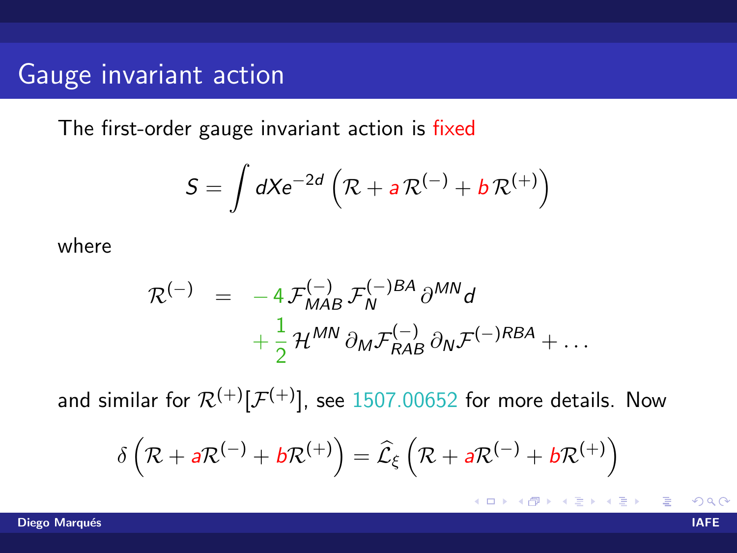# Gauge invariant action

The first-order gauge invariant action is fixed

$$S = \int dX e^{-2d} \left( \mathcal{R} + a\, \mathcal{R}^{(-)} + b\, \mathcal{R}^{(+)} \right)$$

where

$$\begin{aligned} \mathcal{R}^{(-)} &= -4\, \mathcal{F}^{(-)}_{MAB}\, \mathcal{F}_N^{(-)BA}\, \partial^{MN} d \\ &\quad + \frac{1}{2}\, \mathcal{H}^{MN}\, \partial_M \mathcal{F}^{(-)}_{RAB}\, \partial_N \mathcal{F}^{(-)RBA} + \dots \end{aligned}$$

and similar for $\mathcal{R}^{(+)}[\mathcal{F}^{(+)}]$, see 1507.00652 for more details. Now

$$\delta \left( \mathcal{R} + a\mathcal{R}^{(-)} + b\mathcal{R}^{(+)} \right) = \widehat{\mathcal{L}}_\xi \left( \mathcal{R} + a\mathcal{R}^{(-)} + b\mathcal{R}^{(+)} \right)$$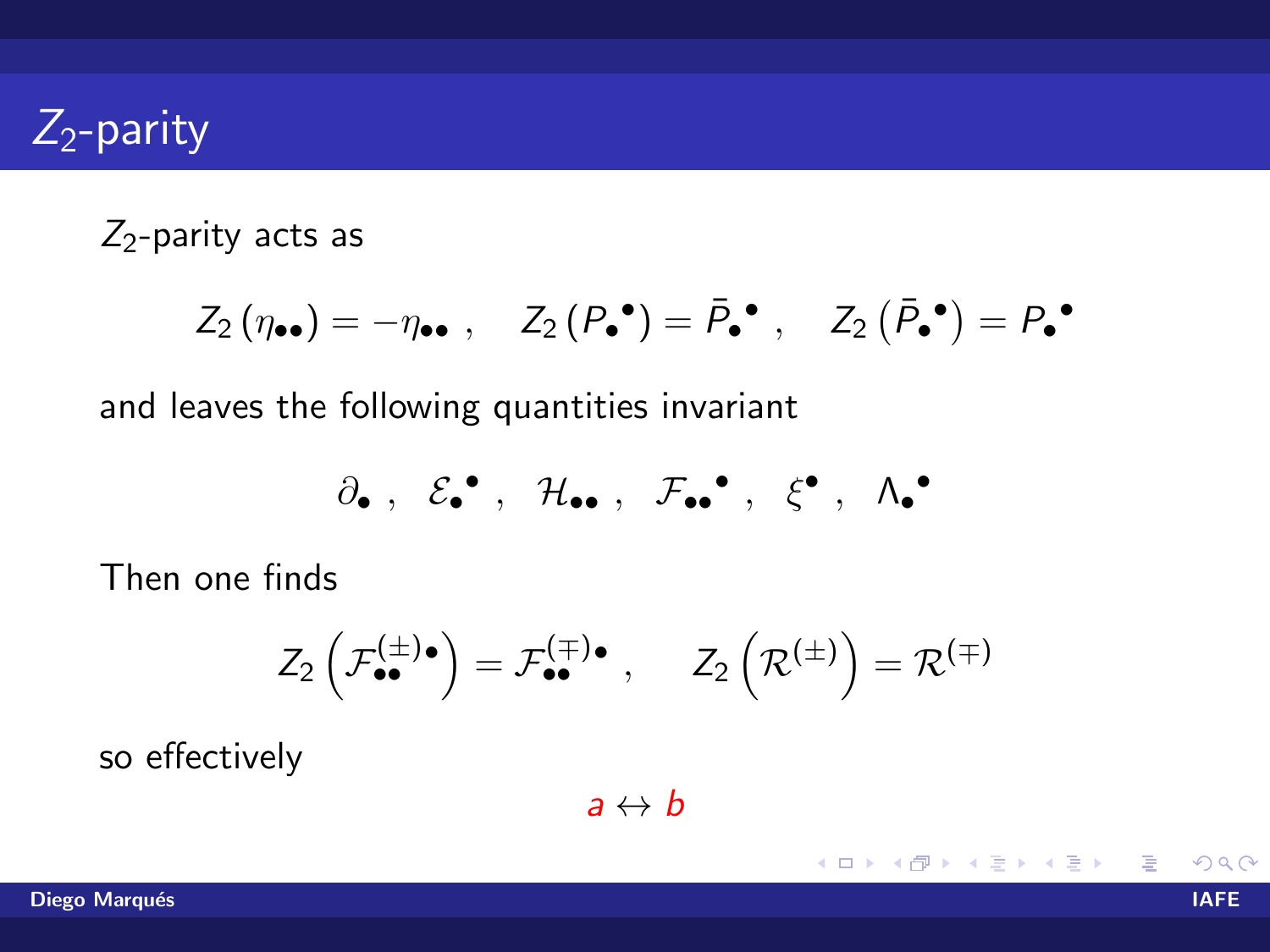# $Z_2$-parity

$Z_2$-parity acts as

$$Z_2\left(\eta_{\bullet\bullet}\right) = -\eta_{\bullet\bullet} \ , \quad Z_2\left(P_{\bullet}{}^{\bullet}\right) = \bar{P}_{\bullet}{}^{\bullet} \ , \quad Z_2\left(\bar{P}_{\bullet}{}^{\bullet}\right) = P_{\bullet}{}^{\bullet}$$

and leaves the following quantities invariant

$$\partial_{\bullet} \ , \quad \mathcal{E}_{\bullet}{}^{\bullet} \ , \quad \mathcal{H}_{\bullet\bullet} \ , \quad \mathcal{F}_{\bullet\bullet}{}^{\bullet} \ , \quad \xi^{\bullet} \ , \quad \Lambda_{\bullet}{}^{\bullet}$$

Then one finds

$$Z_2\left(\mathcal{F}^{(\pm)\bullet}_{\bullet\bullet}\right) = \mathcal{F}^{(\mp)\bullet}_{\bullet\bullet} \ , \qquad Z_2\left(\mathcal{R}^{(\pm)}\right) = \mathcal{R}^{(\mp)}$$

so effectively

$$a \leftrightarrow b$$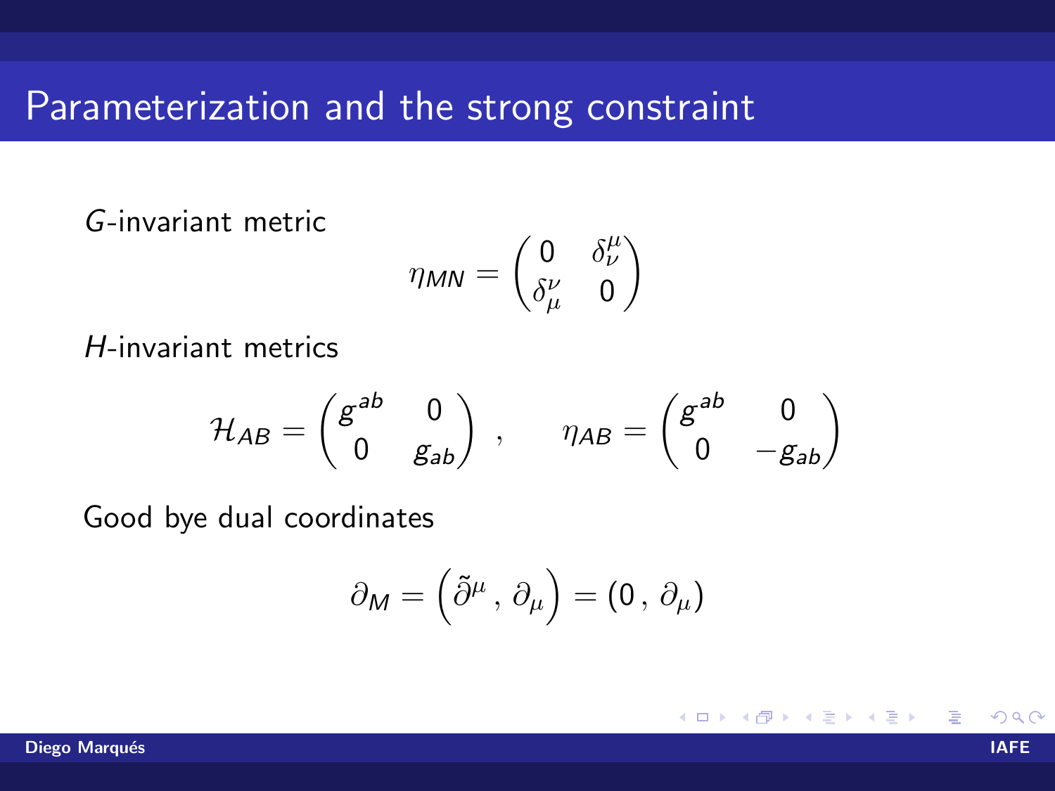# Parameterization and the strong constraint

$G$-invariant metric

$$\eta_{MN} = \begin{pmatrix} 0 & \delta^{\mu}_{\nu} \\ \delta^{\nu}_{\mu} & 0 \end{pmatrix}$$

$H$-invariant metrics

$$\mathcal{H}_{AB} = \begin{pmatrix} g^{ab} & 0 \\ 0 & g_{ab} \end{pmatrix} \ , \qquad \eta_{AB} = \begin{pmatrix} g^{ab} & 0 \\ 0 & -g_{ab} \end{pmatrix}$$

Good bye dual coordinates

$$\partial_M = \left(\tilde{\partial}^{\mu} \, , \, \partial_{\mu}\right) = (0 \, , \, \partial_{\mu})$$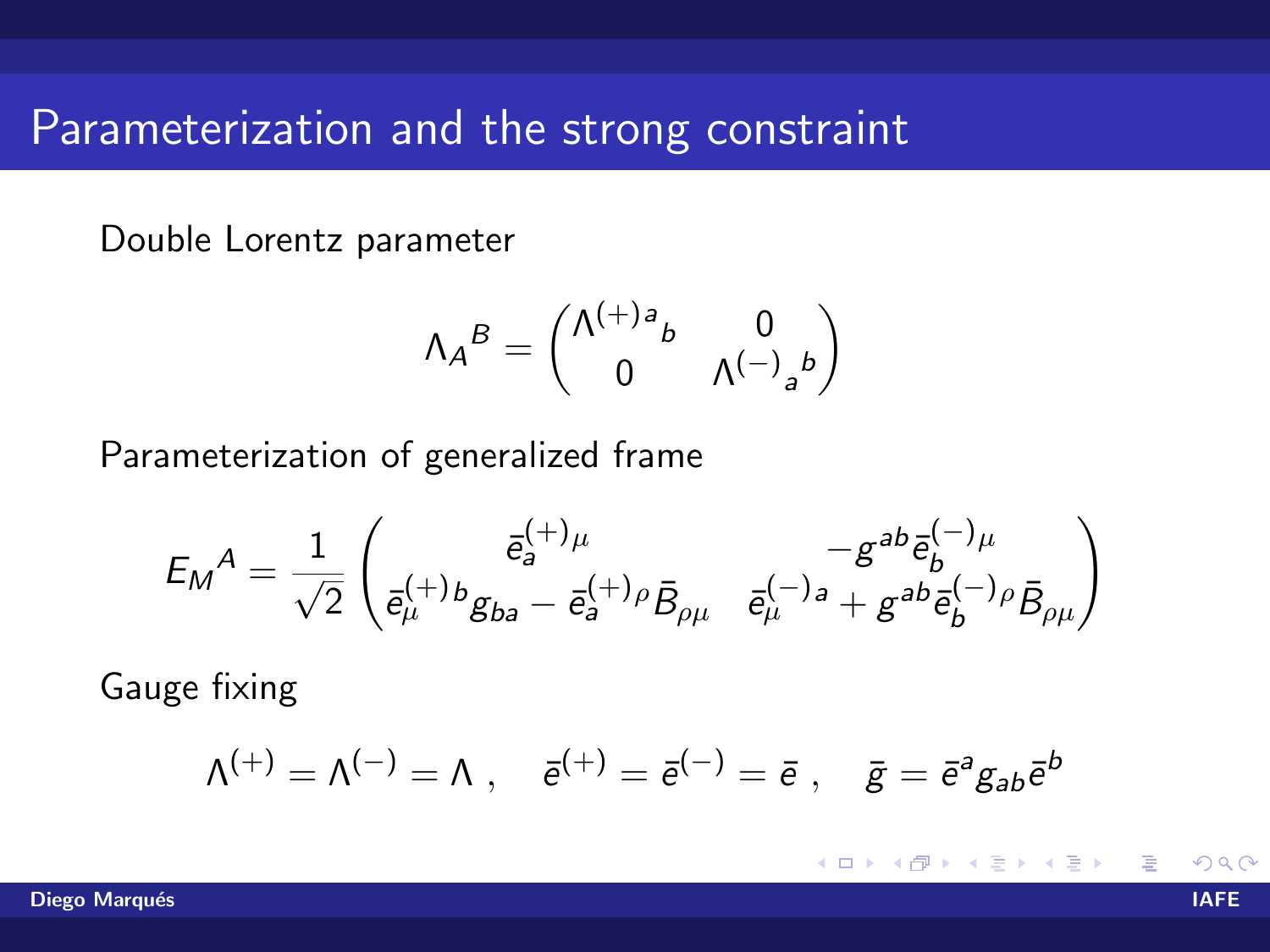# Parameterization and the strong constraint

Double Lorentz parameter

$$\Lambda_A{}^B = \begin{pmatrix} \Lambda^{(+)a}{}_b & 0 \\ 0 & \Lambda^{(-)}{}_a{}^b \end{pmatrix}$$

Parameterization of generalized frame

$$E_M{}^A = \frac{1}{\sqrt{2}} \begin{pmatrix} \bar{e}_a^{(+)\mu} & -g^{ab}\bar{e}_b^{(-)\mu} \\ \bar{e}_\mu^{(+)b} g_{ba} - \bar{e}_a^{(+)\rho}\bar{B}_{\rho\mu} & \bar{e}_\mu^{(-)a} + g^{ab}\bar{e}_b^{(-)\rho}\bar{B}_{\rho\mu} \end{pmatrix}$$

Gauge fixing

$$\Lambda^{(+)} = \Lambda^{(-)} = \Lambda \ , \quad \bar{e}^{(+)} = \bar{e}^{(-)} = \bar{e} \ , \quad \bar{g} = \bar{e}^a g_{ab} \bar{e}^b$$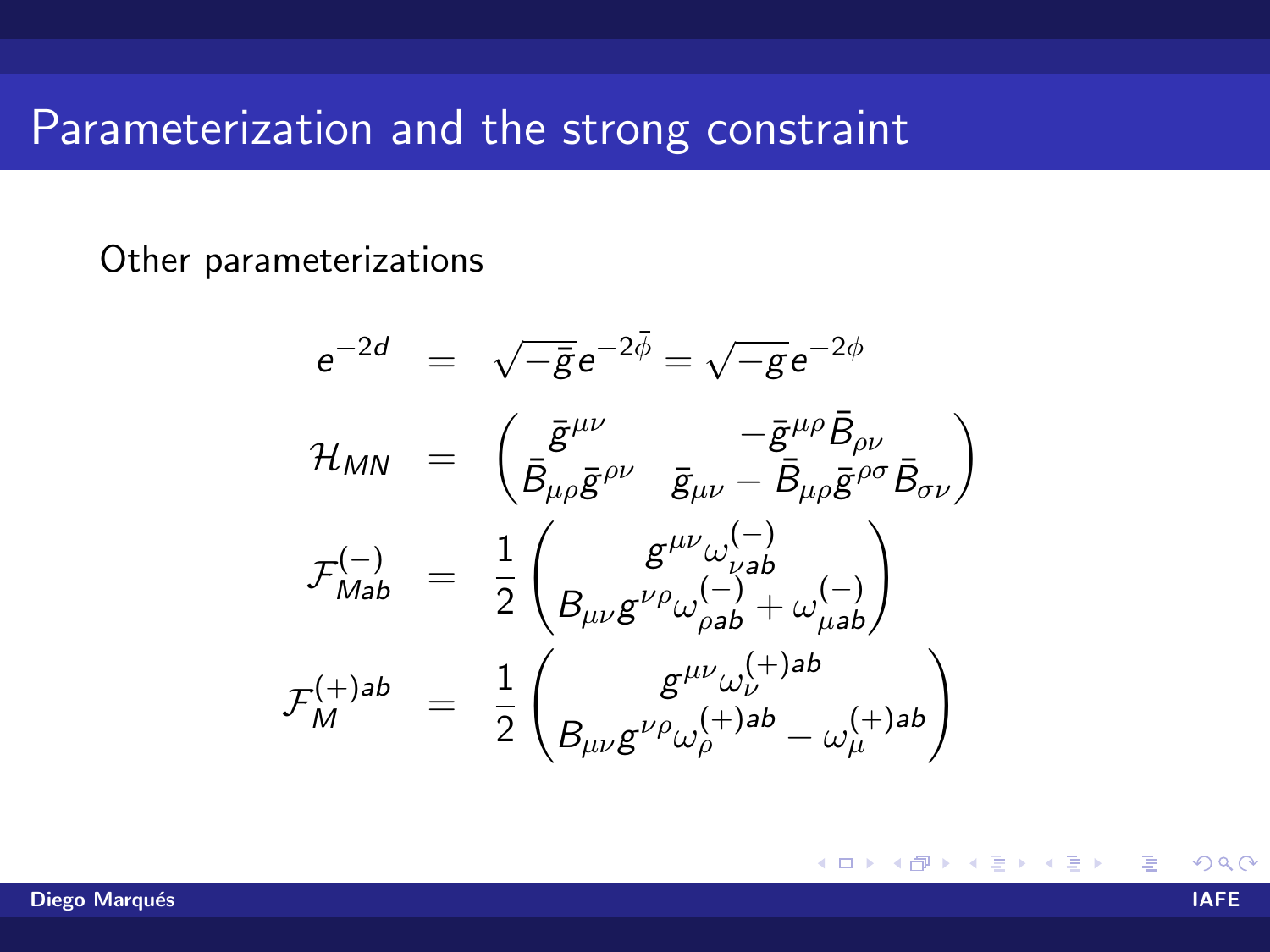# Parameterization and the strong constraint

Other parameterizations

$$
\begin{aligned}
e^{-2d} &= \sqrt{-\bar{g}}\, e^{-2\bar{\phi}} = \sqrt{-g}\, e^{-2\phi} \\
\mathcal{H}_{MN} &= \begin{pmatrix} \bar{g}^{\mu\nu} & -\bar{g}^{\mu\rho} \bar{B}_{\rho\nu} \\ \bar{B}_{\mu\rho} \bar{g}^{\rho\nu} & \bar{g}_{\mu\nu} - \bar{B}_{\mu\rho} \bar{g}^{\rho\sigma} \bar{B}_{\sigma\nu} \end{pmatrix} \\
\mathcal{F}^{(-)}_{Mab} &= \frac{1}{2} \begin{pmatrix} g^{\mu\nu} \omega^{(-)}_{\nu ab} \\ B_{\mu\nu} g^{\nu\rho} \omega^{(-)}_{\rho ab} + \omega^{(-)}_{\mu ab} \end{pmatrix} \\
\mathcal{F}^{(+)ab}_{M} &= \frac{1}{2} \begin{pmatrix} g^{\mu\nu} \omega^{(+)ab}_{\nu} \\ B_{\mu\nu} g^{\nu\rho} \omega^{(+)ab}_{\rho} - \omega^{(+)ab}_{\mu} \end{pmatrix}
\end{aligned}
$$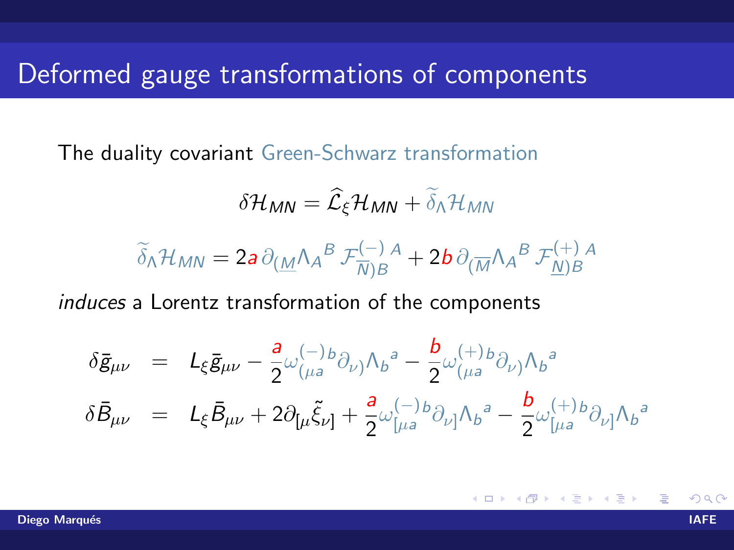# Deformed gauge transformations of components

The duality covariant Green-Schwarz transformation

$$\delta \mathcal{H}_{MN} = \widehat{\mathcal{L}}_\xi \mathcal{H}_{MN} + \widetilde{\delta}_\Lambda \mathcal{H}_{MN}$$

$$\widetilde{\delta}_\Lambda \mathcal{H}_{MN} = 2a\, \partial_{(\underline{M}} \Lambda_A{}^B\, \mathcal{F}^{(-)\,A}_{\overline{N})B} + 2b\, \partial_{(\overline{M}} \Lambda_A{}^B\, \mathcal{F}^{(+)\,A}_{\underline{N})B}$$

*induces* a Lorentz transformation of the components

$$\begin{aligned}
\delta \bar{g}_{\mu\nu} &= L_\xi \bar{g}_{\mu\nu} - \frac{a}{2} \omega^{(-)\,b}_{(\mu a} \partial_{\nu)} \Lambda_b{}^a - \frac{b}{2} \omega^{(+)\,b}_{(\mu a} \partial_{\nu)} \Lambda_b{}^a \\
\delta \bar{B}_{\mu\nu} &= L_\xi \bar{B}_{\mu\nu} + 2\partial_{[\mu} \tilde{\xi}_{\nu]} + \frac{a}{2} \omega^{(-)\,b}_{[\mu a} \partial_{\nu]} \Lambda_b{}^a - \frac{b}{2} \omega^{(+)\,b}_{[\mu a} \partial_{\nu]} \Lambda_b{}^a
\end{aligned}$$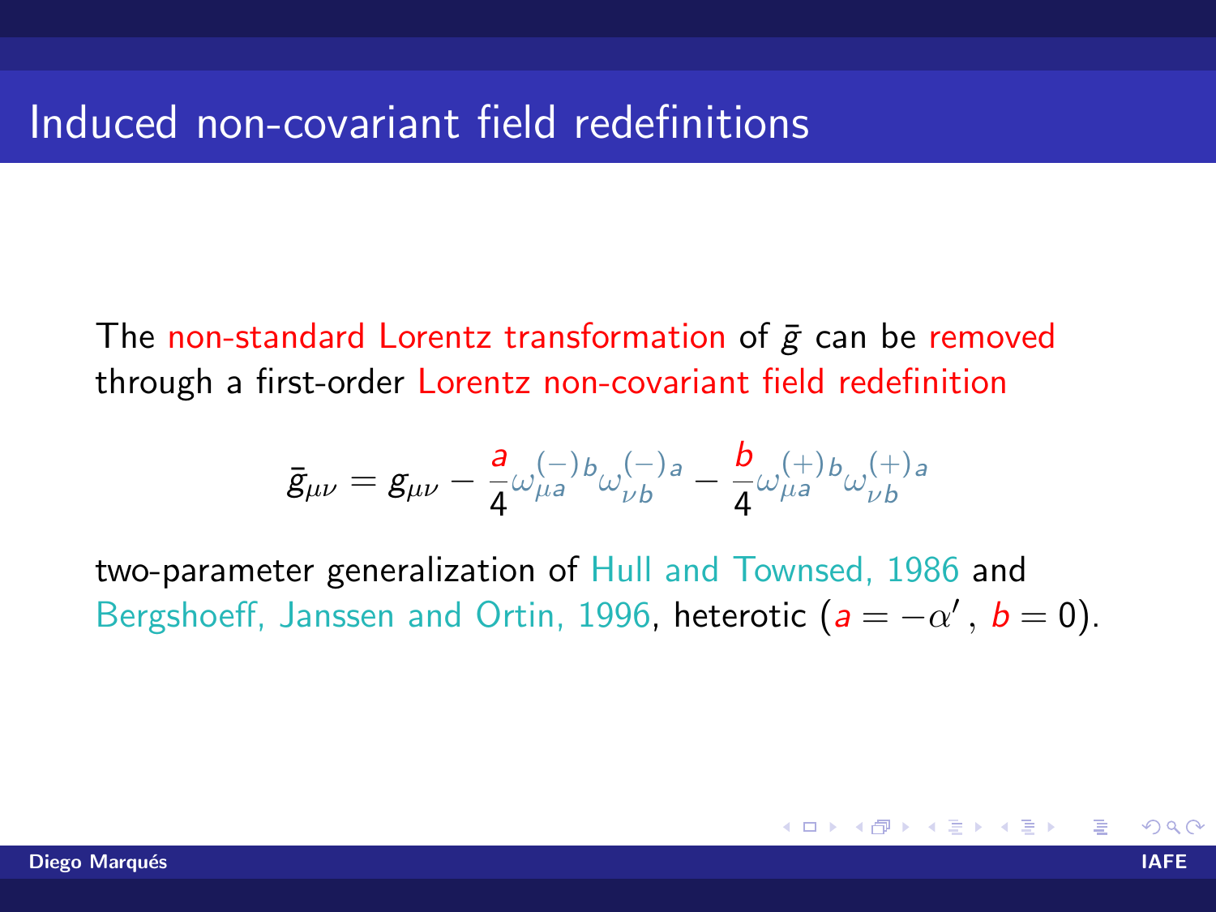# Induced non-covariant field redefinitions

The non-standard Lorentz transformation of $\bar{g}$ can be removed through a first-order Lorentz non-covariant field redefinition

$$\bar{g}_{\mu\nu} = g_{\mu\nu} - \frac{a}{4}\omega_{\mu a}^{(-)\,b}\omega_{\nu b}^{(-)\,a} - \frac{b}{4}\omega_{\mu a}^{(+)\,b}\omega_{\nu b}^{(+)\,a}$$

two-parameter generalization of Hull and Townsed, 1986 and Bergshoeff, Janssen and Ortin, 1996, heterotic ($a = -\alpha'$ , $b = 0$).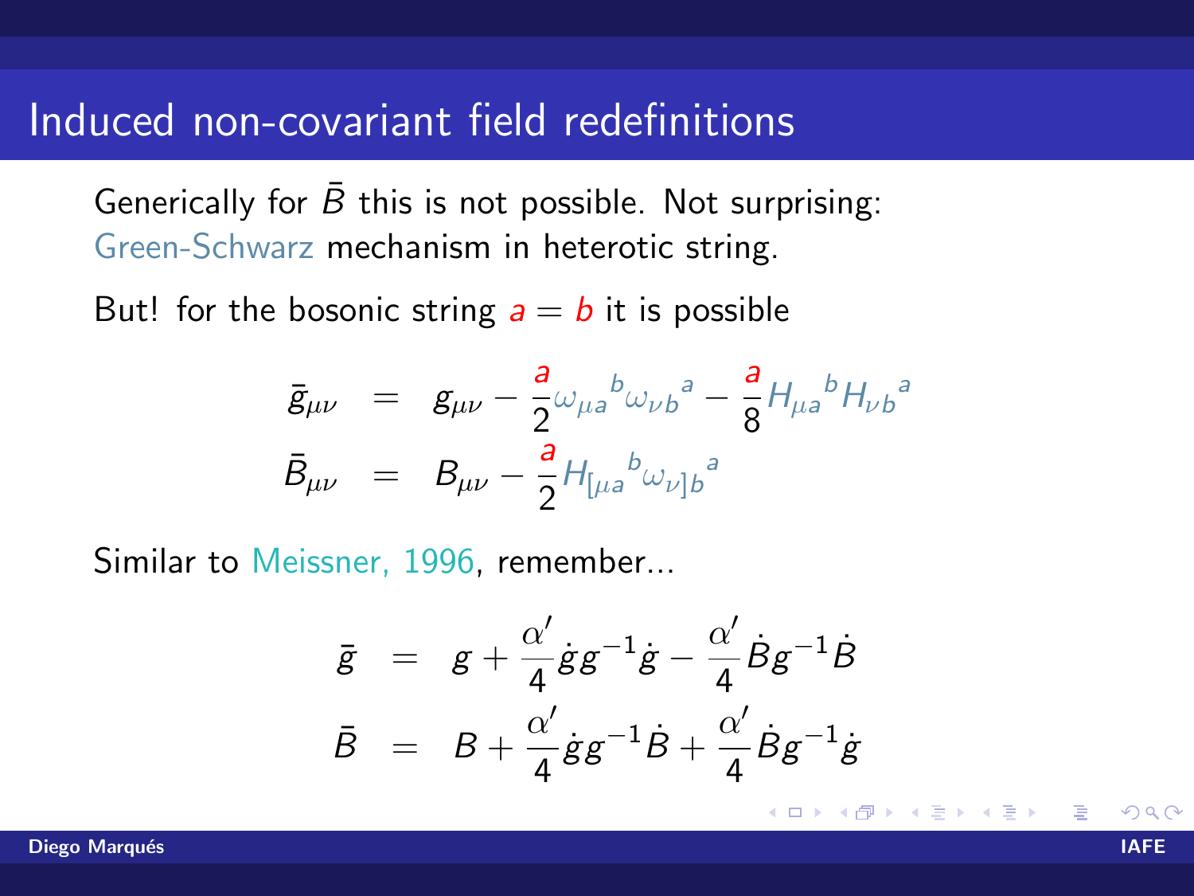# Induced non-covariant field redefinitions

Generically for $\bar{B}$ this is not possible. Not surprising: Green-Schwarz mechanism in heterotic string.

But! for the bosonic string $a = b$ it is possible

$$
\begin{aligned}
\bar{g}_{\mu\nu} &= g_{\mu\nu} - \frac{a}{2}\omega_{\mu a}{}^{b}\omega_{\nu b}{}^{a} - \frac{a}{8}H_{\mu a}{}^{b}H_{\nu b}{}^{a} \\
\bar{B}_{\mu\nu} &= B_{\mu\nu} - \frac{a}{2}H_{[\mu a}{}^{b}\omega_{\nu]b}{}^{a}
\end{aligned}
$$

Similar to Meissner, 1996, remember...

$$
\begin{aligned}
\bar{g} &= g + \frac{\alpha'}{4}\dot{g}g^{-1}\dot{g} - \frac{\alpha'}{4}\dot{B}g^{-1}\dot{B} \\
\bar{B} &= B + \frac{\alpha'}{4}\dot{g}g^{-1}\dot{B} + \frac{\alpha'}{4}\dot{B}g^{-1}\dot{g}
\end{aligned}
$$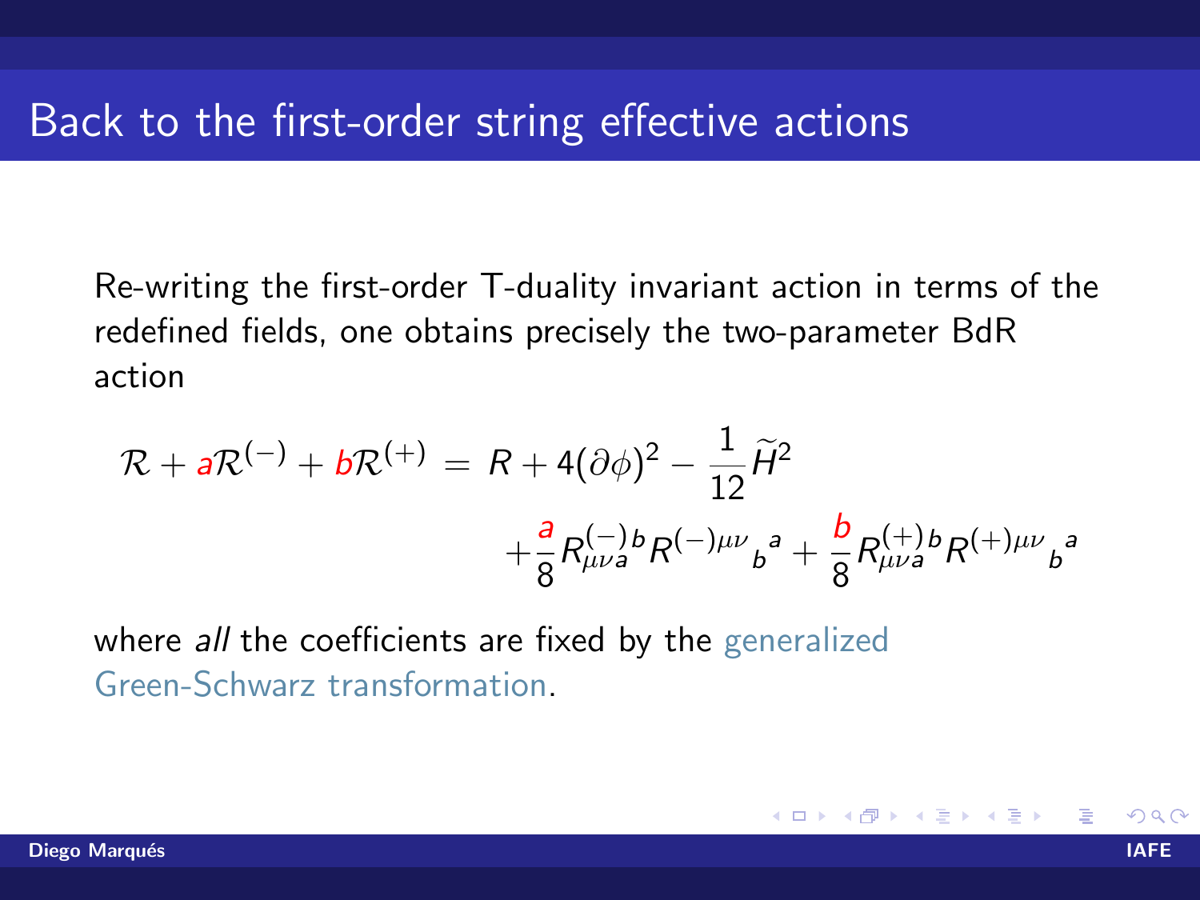# Back to the first-order string effective actions

Re-writing the first-order T-duality invariant action in terms of the redefined fields, one obtains precisely the two-parameter BdR action

$$\mathcal{R} + a\mathcal{R}^{(-)} + b\mathcal{R}^{(+)} = R + 4(\partial\phi)^2 - \frac{1}{12}\widetilde{H}^2 + \frac{a}{8} R^{(-)}_{\mu\nu a}{}^{b} R^{(-)\mu\nu}{}_{b}{}^{a} + \frac{b}{8} R^{(+)}_{\mu\nu a}{}^{b} R^{(+)\mu\nu}{}_{b}{}^{a}$$

where *all* the coefficients are fixed by the generalized Green-Schwarz transformation.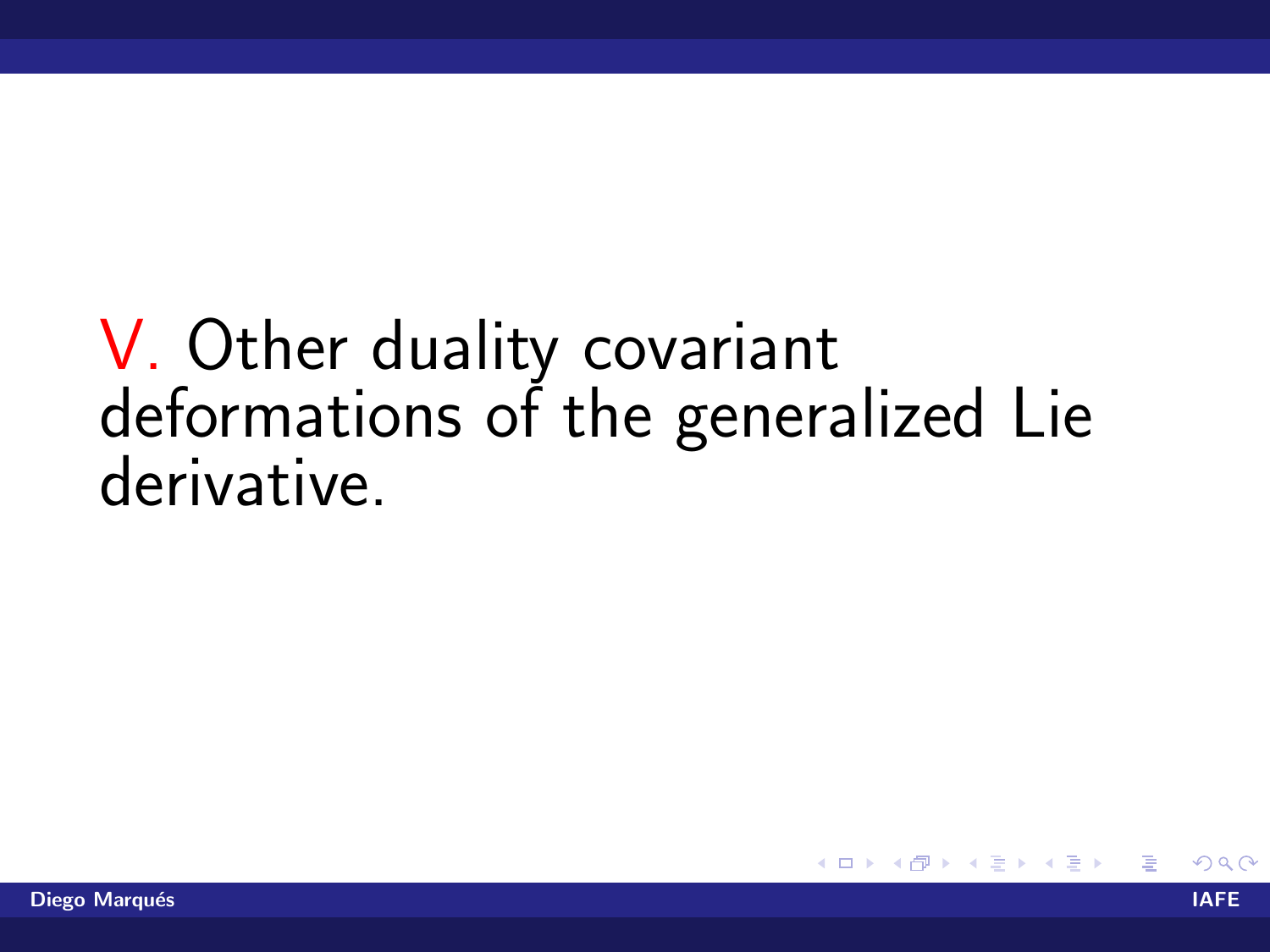# V. Other duality covariant deformations of the generalized Lie derivative.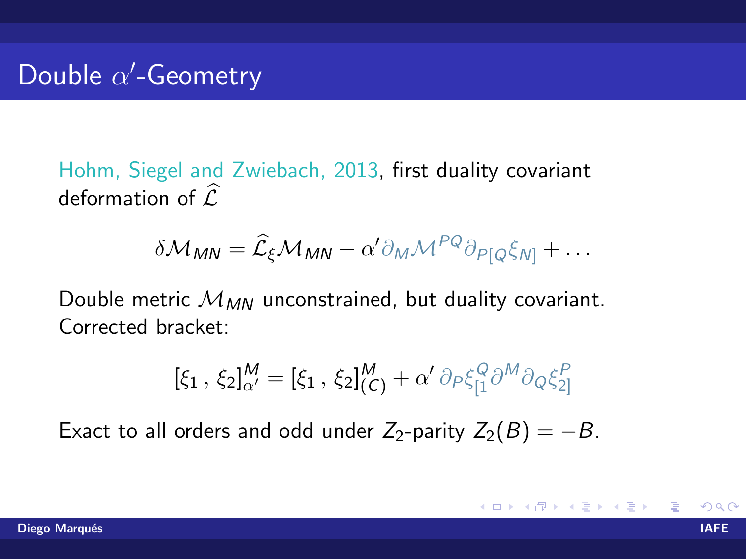# Double $\alpha'$-Geometry

Hohm, Siegel and Zwiebach, 2013, first duality covariant deformation of $\widehat{\mathcal{L}}$

$$\delta \mathcal{M}_{MN} = \widehat{\mathcal{L}}_\xi \mathcal{M}_{MN} - \alpha' \partial_M \mathcal{M}^{PQ} \partial_{P[Q} \xi_{N]} + \dots$$

Double metric $\mathcal{M}_{MN}$ unconstrained, but duality covariant. Corrected bracket:

$$[\xi_1\,,\,\xi_2]^M_{\alpha'} = [\xi_1\,,\,\xi_2]^M_{(C)} + \alpha'\, \partial_P \xi^Q_{[1} \partial^M \partial_Q \xi^P_{2]}$$

Exact to all orders and odd under $Z_2$-parity $Z_2(B) = -B$.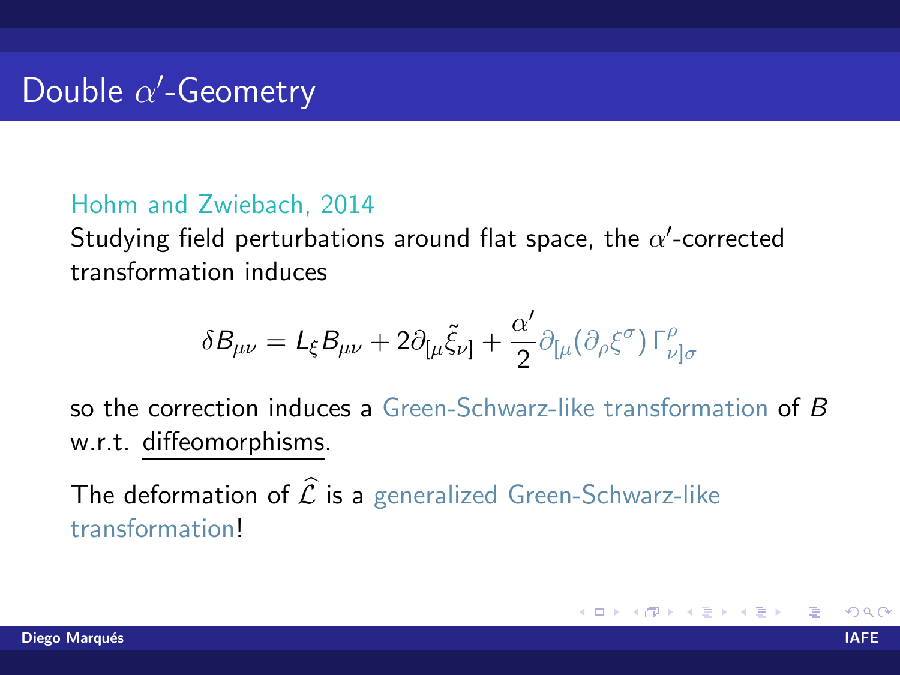# Double $\alpha'$-Geometry

Hohm and Zwiebach, 2014

Studying field perturbations around flat space, the $\alpha'$-corrected transformation induces

$$\delta B_{\mu\nu} = L_\xi B_{\mu\nu} + 2\partial_{[\mu}\tilde{\xi}_{\nu]} + \frac{\alpha'}{2}\partial_{[\mu}(\partial_\rho \xi^\sigma)\,\Gamma^\rho_{\ \nu]\sigma}$$

so the correction induces a Green-Schwarz-like transformation of $B$ w.r.t. diffeomorphisms.

The deformation of $\widehat{\mathcal{L}}$ is a generalized Green-Schwarz-like transformation!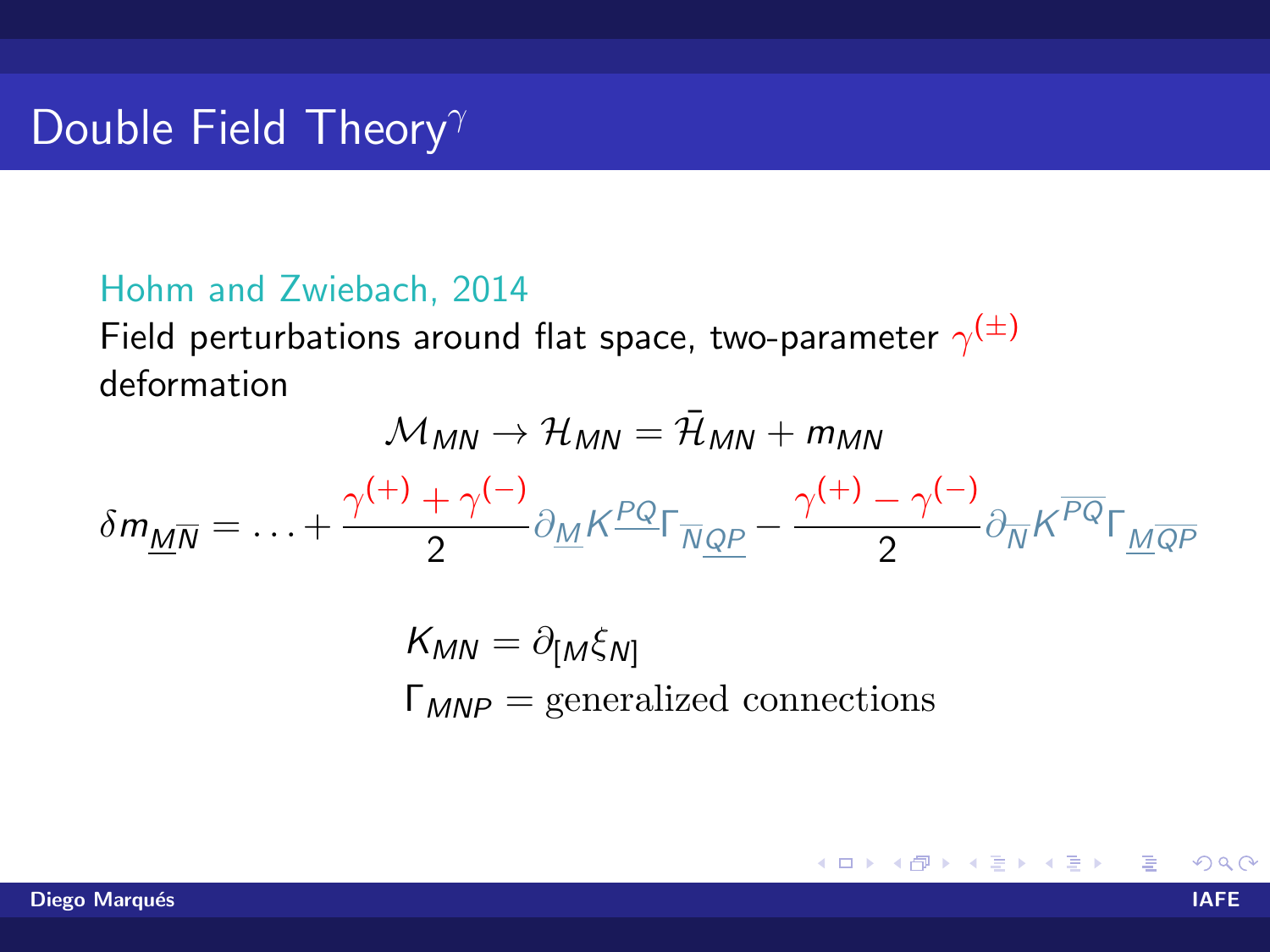# Double Field Theory$^{\gamma}$

Hohm and Zwiebach, 2014

Field perturbations around flat space, two-parameter $\gamma^{(\pm)}$ deformation

$$\mathcal{M}_{MN} \to \mathcal{H}_{MN} = \bar{\mathcal{H}}_{MN} + m_{MN}$$

$$\delta m_{\underline{M}\overline{N}} = \ldots + \frac{\gamma^{(+)} + \gamma^{(-)}}{2} \partial_{\underline{M}} K^{\underline{PQ}} \Gamma_{\overline{N}\underline{QP}} - \frac{\gamma^{(+)} - \gamma^{(-)}}{2} \partial_{\overline{N}} K^{\overline{PQ}} \Gamma_{\underline{M}\overline{QP}}$$

$$K_{MN} = \partial_{[M}\xi_{N]}$$

$$\Gamma_{MNP} = \text{generalized connections}$$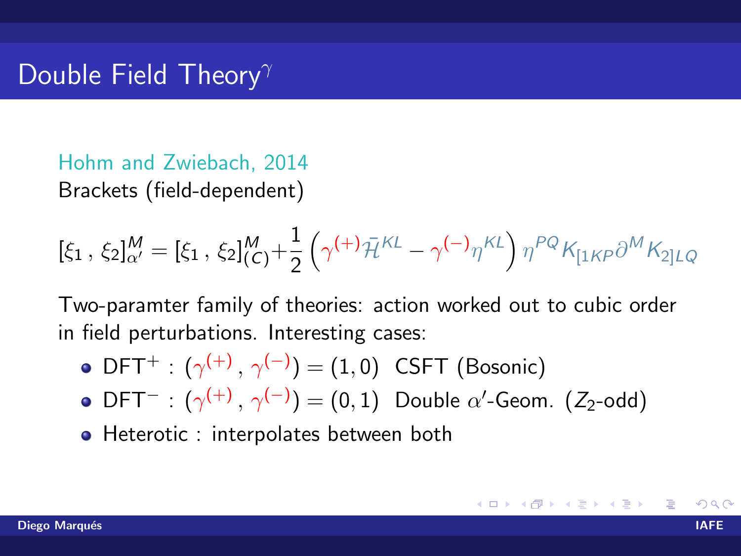# Double Field Theory$^\gamma$

Hohm and Zwiebach, 2014

Brackets (field-dependent)

$$[\xi_1 \, , \, \xi_2]^M_{\alpha'} = [\xi_1 \, , \, \xi_2]^M_{(C)} + \frac{1}{2} \left( \gamma^{(+)} \bar{\mathcal{H}}^{KL} - \gamma^{(-)} \eta^{KL} \right) \eta^{PQ} K_{[1KP} \partial^M K_{2]LQ}$$

Two-paramter family of theories: action worked out to cubic order in field perturbations. Interesting cases:

- $\text{DFT}^+ : (\gamma^{(+)} , \gamma^{(-)}) = (1, 0)$ CSFT (Bosonic)
- $\text{DFT}^- : (\gamma^{(+)} , \gamma^{(-)}) = (0, 1)$ Double $\alpha'$-Geom. ($Z_2$-odd)
- Heterotic : interpolates between both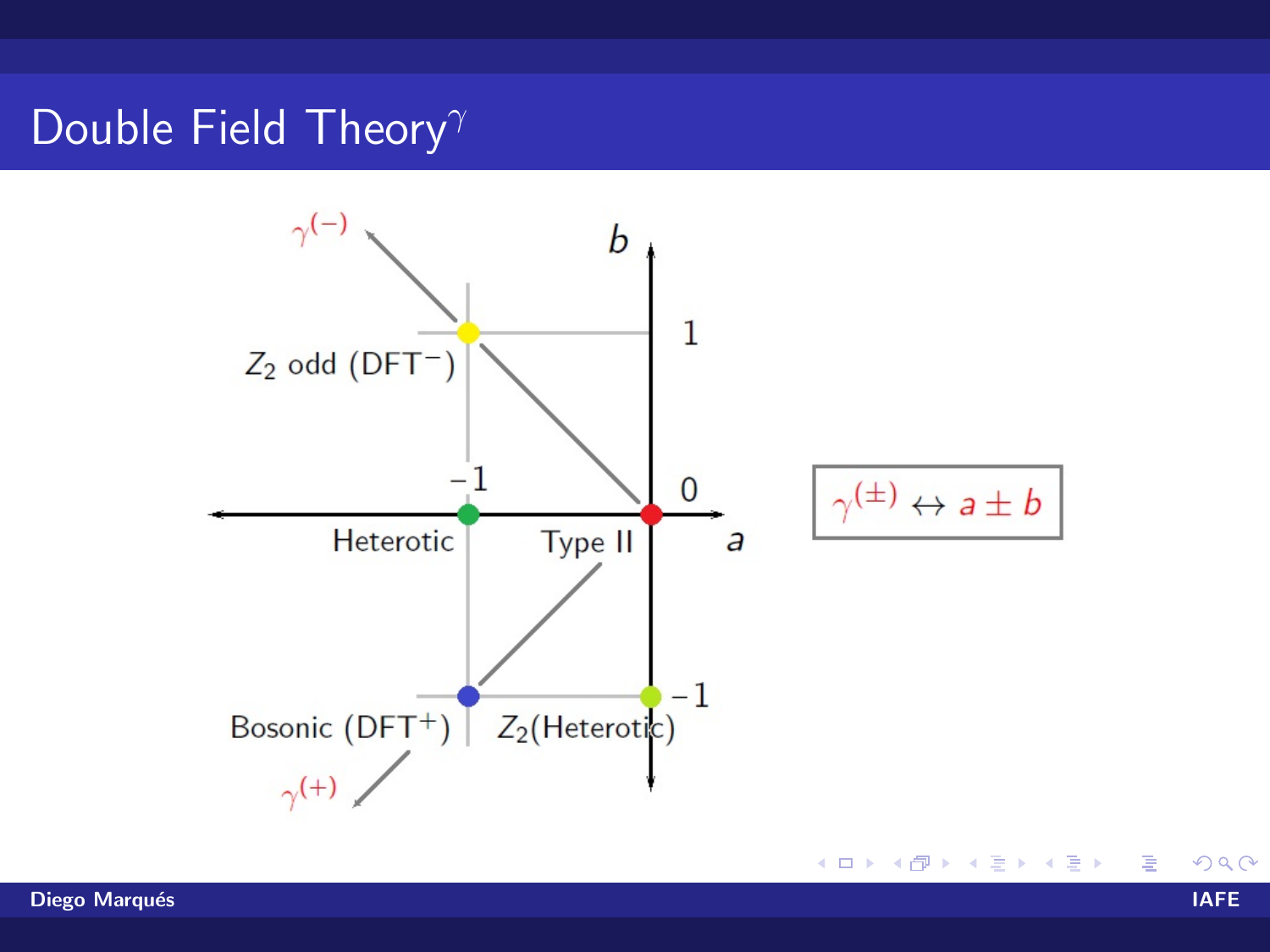# Double Field Theory$^{\gamma}$

$\gamma^{(-)}$

$b$

$1$

$Z_2$ odd (DFT$^{-}$)

$-1$

$0$

Heterotic

Type II

$a$

$-1$

Bosonic (DFT$^{+}$)

$Z_2$(Heterotic)

$\gamma^{(+)}$

$$\gamma^{(\pm)} \leftrightarrow a \pm b$$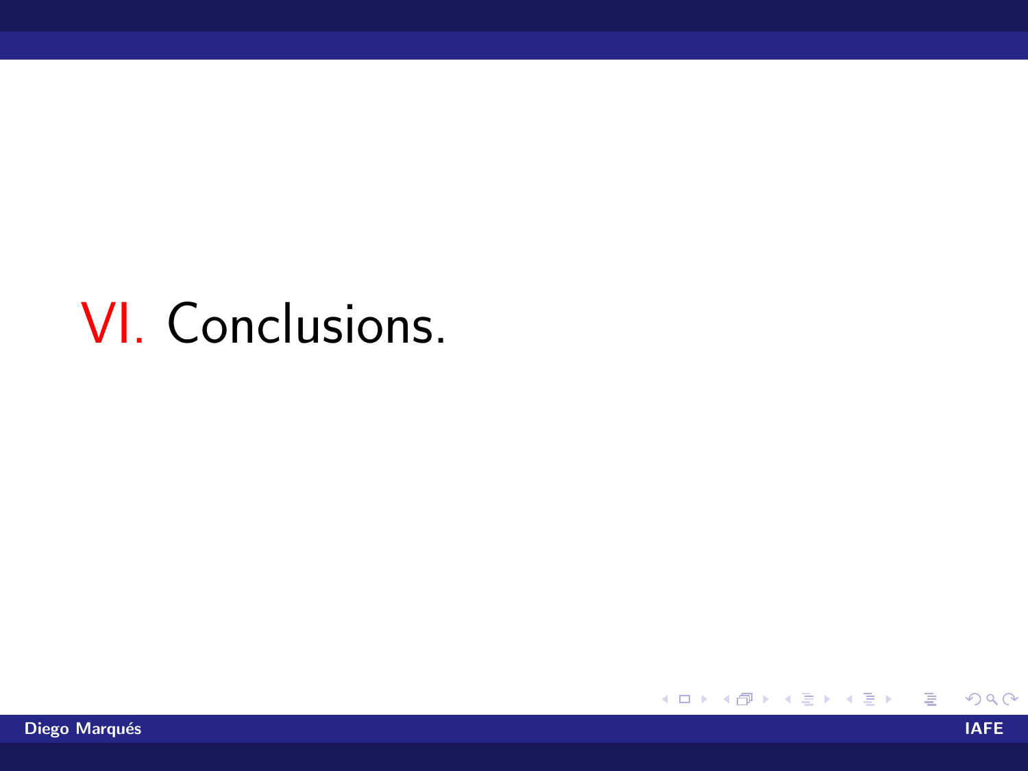# VI. Conclusions.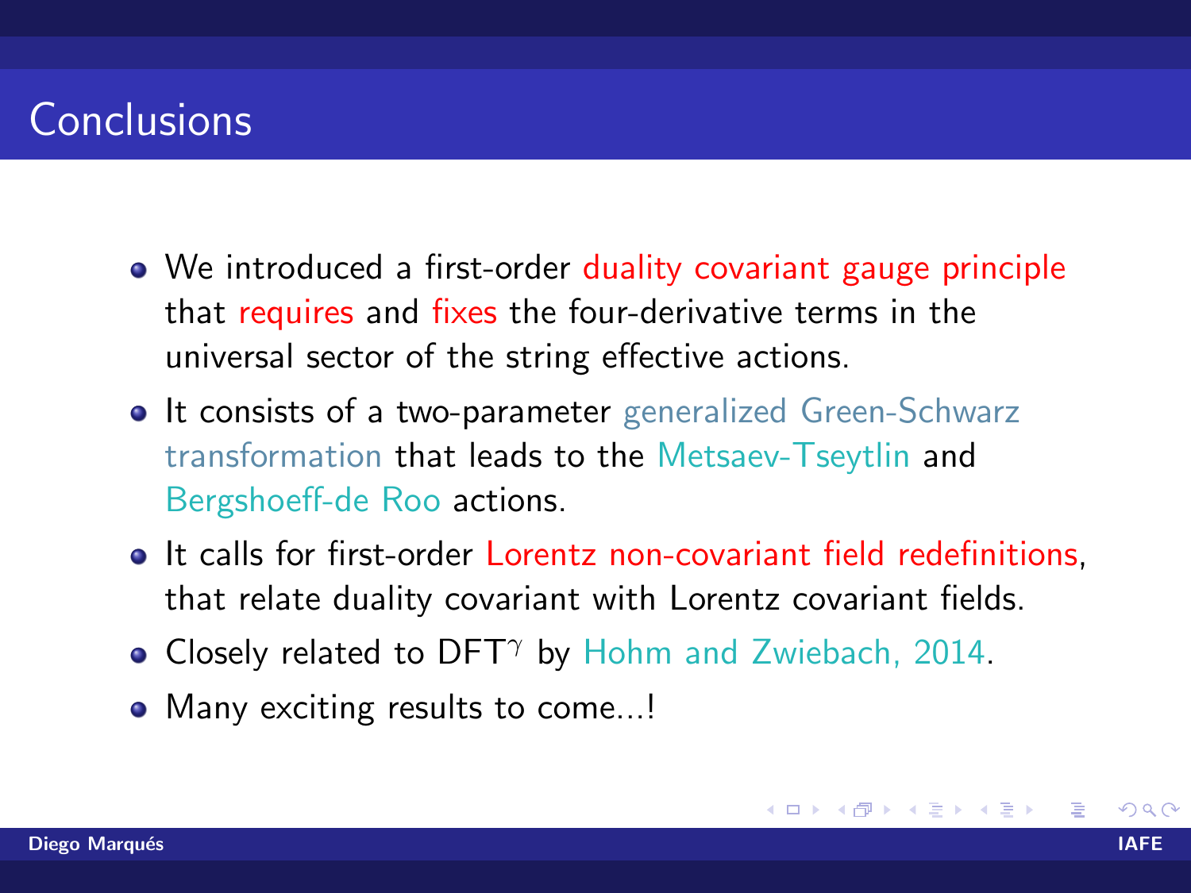# Conclusions

- We introduced a first-order duality covariant gauge principle that requires and fixes the four-derivative terms in the universal sector of the string effective actions.
- It consists of a two-parameter generalized Green-Schwarz transformation that leads to the Metsaev-Tseytlin and Bergshoeff-de Roo actions.
- It calls for first-order Lorentz non-covariant field redefinitions, that relate duality covariant with Lorentz covariant fields.
- Closely related to DFT$^{\gamma}$ by Hohm and Zwiebach, 2014.
- Many exciting results to come...!